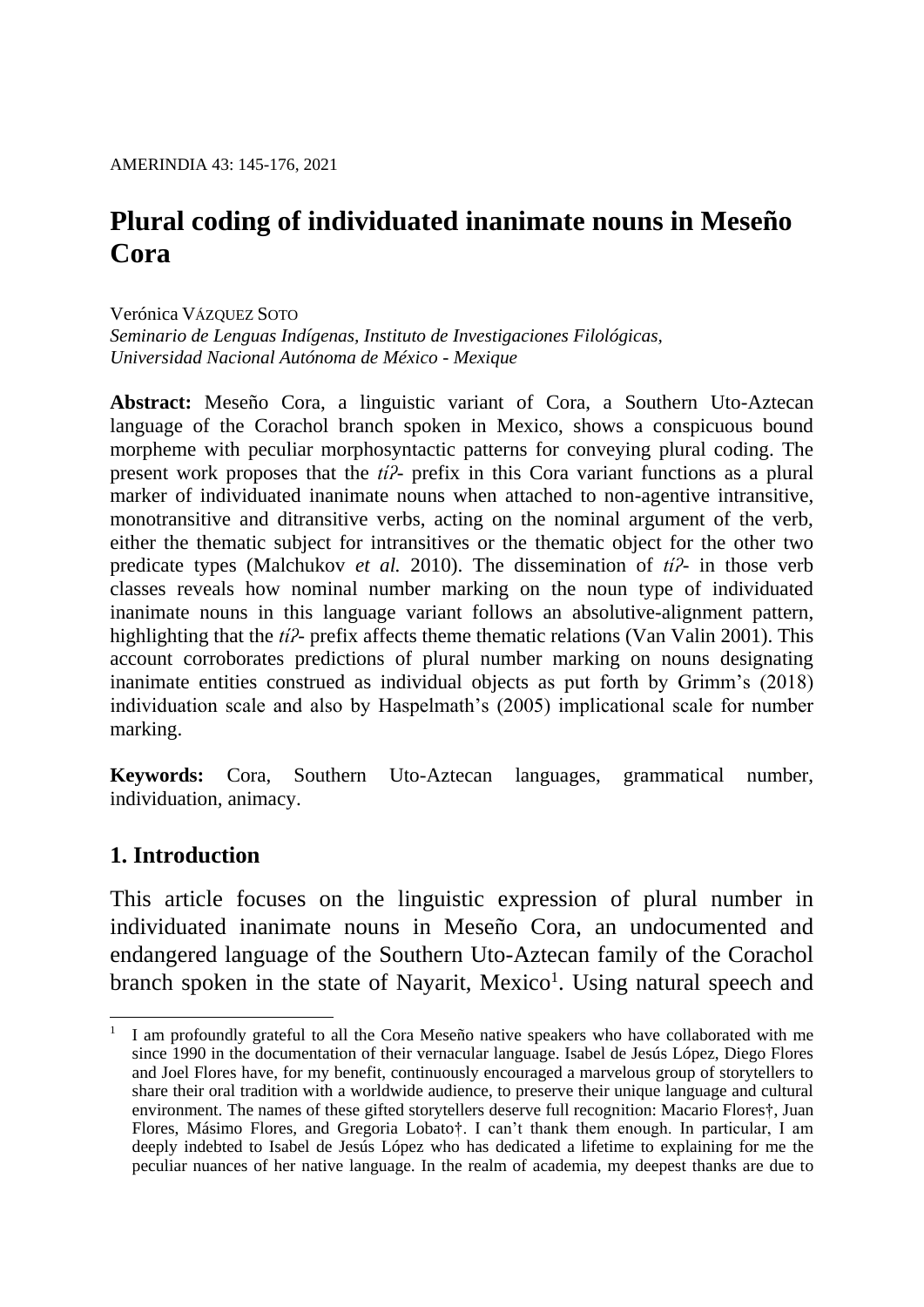AMERINDIA 43: 145-176, 2021

# Plural coding of individuated inanimate nouns in Meseño Cora

Verónica Vázquez Soto

*Seminario de Lenguas Indígenas, Instituto de Investigaciones Filológicas, Universidad Nacional Autónoma de México - Mexique*

**Abstract:** Meseño Cora, a linguistic variant of Cora, a Southern Uto-Aztecan language of the Corachol branch spoken in Mexico, shows a conspicuous bound morpheme with peculiar morphosyntactic patterns for conveying plural coding. The present work proposes that the *tíʔ-* prefix in this Cora variant functions as a plural marker of individuated inanimate nouns when attached to non-agentive intransitive, monotransitive and ditransitive verbs, acting on the nominal argument of the verb, either the thematic subject for intransitives or the thematic object for the other two predicate types (Malchukov *et al.* 2010). The dissemination of *tíʔ-* in those verb classes reveals how nominal number marking on the noun type of individuated inanimate nouns in this language variant follows an absolutive-alignment pattern, highlighting that the *tíʔ-* prefix affects theme thematic relations (Van Valin 2001). This account corroborates predictions of plural number marking on nouns designating inanimate entities construed as individual objects as put forth by Grimm's (2018) individuation scale and also by Haspelmath's (2005) implicational scale for number marking.

**Keywords:** Cora, Southern Uto-Aztecan languages, grammatical number, individuation, animacy.

## 1. Introduction

This article focuses on the linguistic expression of plural number in individuated inanimate nouns in Meseño Cora, an undocumented and endangered language of the Southern Uto-Aztecan family of the Corachol branch spoken in the state of Nayarit, Mexico[1]. Using natural speech and

---

[1] I am profoundly grateful to all the Cora Meseño native speakers who have collaborated with me since 1990 in the documentation of their vernacular language. Isabel de Jesús López, Diego Flores and Joel Flores have, for my benefit, continuously encouraged a marvelous group of storytellers to share their oral tradition with a worldwide audience, to preserve their unique language and cultural environment. The names of these gifted storytellers deserve full recognition: Macario Flores†, Juan Flores, Másimo Flores, and Gregoria Lobato†. I can't thank them enough. In particular, I am deeply indebted to Isabel de Jesús López who has dedicated a lifetime to explaining for me the peculiar nuances of her native language. In the realm of academia, my deepest thanks are due to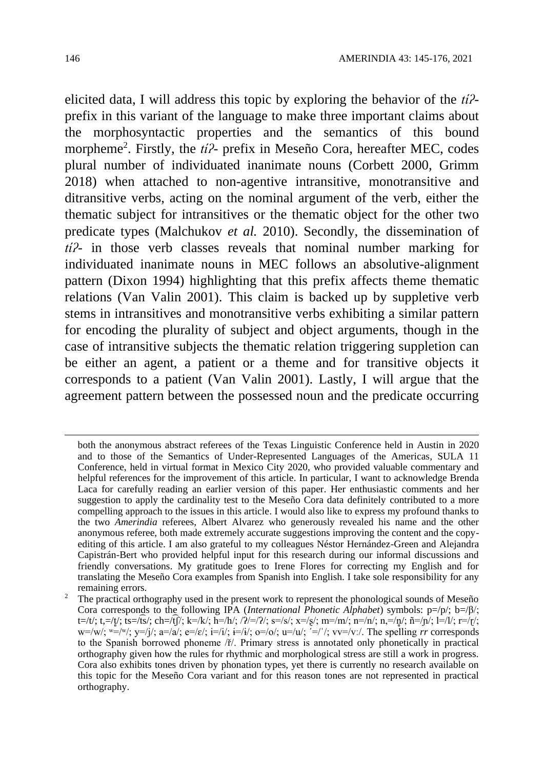elicited data, I will address this topic by exploring the behavior of the *tíʔ-* prefix in this variant of the language to make three important claims about the morphosyntactic properties and the semantics of this bound morpheme[2]. Firstly, the *tíʔ-* prefix in Meseño Cora, hereafter MEC, codes plural number of individuated inanimate nouns (Corbett 2000, Grimm 2018) when attached to non-agentive intransitive, monotransitive and ditransitive verbs, acting on the nominal argument of the verb, either the thematic subject for intransitives or the thematic object for the other two predicate types (Malchukov *et al.* 2010). Secondly, the dissemination of *tíʔ-* in those verb classes reveals that nominal number marking for individuated inanimate nouns in MEC follows an absolutive-alignment pattern (Dixon 1994) highlighting that this prefix affects theme thematic relations (Van Valin 2001). This claim is backed up by suppletive verb stems in intransitives and monotransitive verbs exhibiting a similar pattern for encoding the plurality of subject and object arguments, though in the case of intransitive subjects the thematic relation triggering suppletion can be either an agent, a patient or a theme and for transitive objects it corresponds to a patient (Van Valin 2001). Lastly, I will argue that the agreement pattern between the possessed noun and the predicate occurring

---

both the anonymous abstract referees of the Texas Linguistic Conference held in Austin in 2020 and to those of the Semantics of Under-Represented Languages of the Americas, SULA 11 Conference, held in virtual format in Mexico City 2020, who provided valuable commentary and helpful references for the improvement of this article. In particular, I want to acknowledge Brenda Laca for carefully reading an earlier version of this paper. Her enthusiastic comments and her suggestion to apply the cardinality test to the Meseño Cora data definitely contributed to a more compelling approach to the issues in this article. I would also like to express my profound thanks to the two *Amerindia* referees, Albert Alvarez who generously revealed his name and the other anonymous referee, both made extremely accurate suggestions improving the content and the copy-editing of this article. I am also grateful to my colleagues Néstor Hernández-Green and Alejandra Capistrán-Bert who provided helpful input for this research during our informal discussions and friendly conversations. My gratitude goes to Irene Flores for correcting my English and for translating the Meseño Cora examples from Spanish into English. I take sole responsibility for any remaining errors.

[2] The practical orthography used in the present work to represent the phonological sounds of Meseño Cora corresponds to the following IPA (*International Phonetic Alphabet*) symbols: p=/p/; b=/β/; t=/t/; t,=/t̪/; ts=/t͡s/; ch=/t͡ʃ/; k=/k/; h=/h/; /ʔ/=/ʔ/; s=/s/; x=/ʂ/; m=/m/; n=/n/; n,=/n̪/; ñ=/ɲ/; l=/l/; r=/ɽ/; w=/w/; ʷ=/ʷ/; y=/j/; a=/a/; e=/ɛ/; i=/i/; ɨ=/ɨ/; o=/o/; u=/u/; ´=/ˈ/; vv=/vː/. The spelling *rr* corresponds to the Spanish borrowed phoneme /ř/. Primary stress is annotated only phonetically in practical orthography given how the rules for rhythmic and morphological stress are still a work in progress. Cora also exhibits tones driven by phonation types, yet there is currently no research available on this topic for the Meseño Cora variant and for this reason tones are not represented in practical orthography.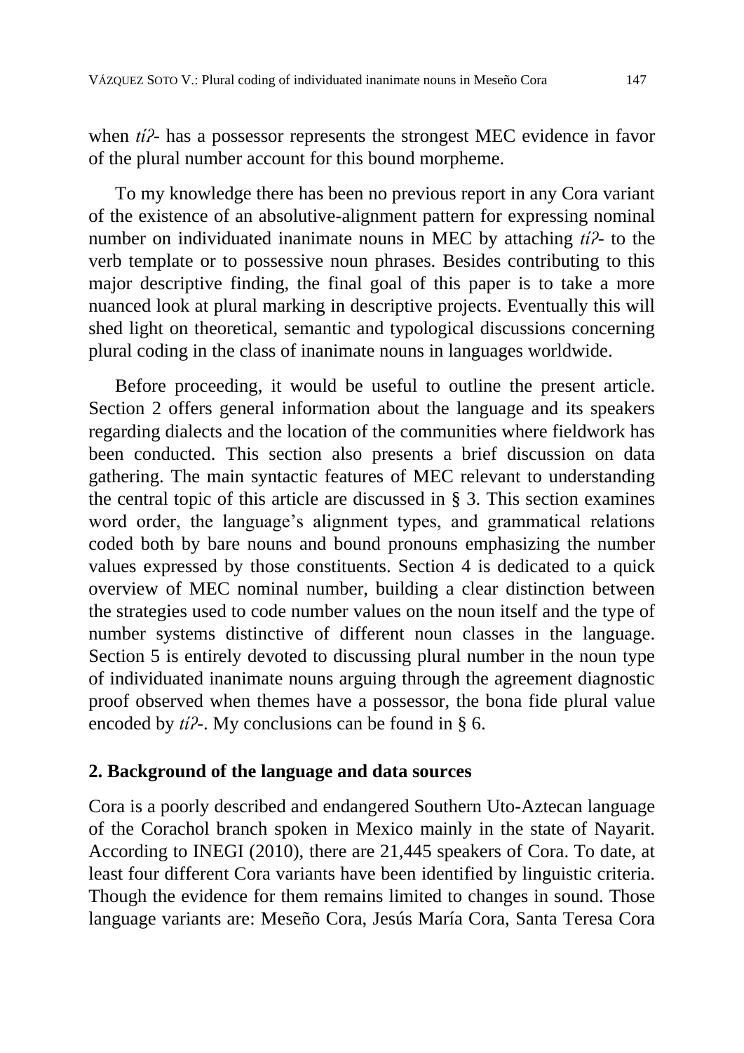when *tíʔ-* has a possessor represents the strongest MEC evidence in favor of the plural number account for this bound morpheme.

To my knowledge there has been no previous report in any Cora variant of the existence of an absolutive-alignment pattern for expressing nominal number on individuated inanimate nouns in MEC by attaching *tíʔ-* to the verb template or to possessive noun phrases. Besides contributing to this major descriptive finding, the final goal of this paper is to take a more nuanced look at plural marking in descriptive projects. Eventually this will shed light on theoretical, semantic and typological discussions concerning plural coding in the class of inanimate nouns in languages worldwide.

Before proceeding, it would be useful to outline the present article. Section 2 offers general information about the language and its speakers regarding dialects and the location of the communities where fieldwork has been conducted. This section also presents a brief discussion on data gathering. The main syntactic features of MEC relevant to understanding the central topic of this article are discussed in § 3. This section examines word order, the language's alignment types, and grammatical relations coded both by bare nouns and bound pronouns emphasizing the number values expressed by those constituents. Section 4 is dedicated to a quick overview of MEC nominal number, building a clear distinction between the strategies used to code number values on the noun itself and the type of number systems distinctive of different noun classes in the language. Section 5 is entirely devoted to discussing plural number in the noun type of individuated inanimate nouns arguing through the agreement diagnostic proof observed when themes have a possessor, the bona fide plural value encoded by *tíʔ-*. My conclusions can be found in § 6.

## 2. Background of the language and data sources

Cora is a poorly described and endangered Southern Uto-Aztecan language of the Corachol branch spoken in Mexico mainly in the state of Nayarit. According to INEGI (2010), there are 21,445 speakers of Cora. To date, at least four different Cora variants have been identified by linguistic criteria. Though the evidence for them remains limited to changes in sound. Those language variants are: Meseño Cora, Jesús María Cora, Santa Teresa Cora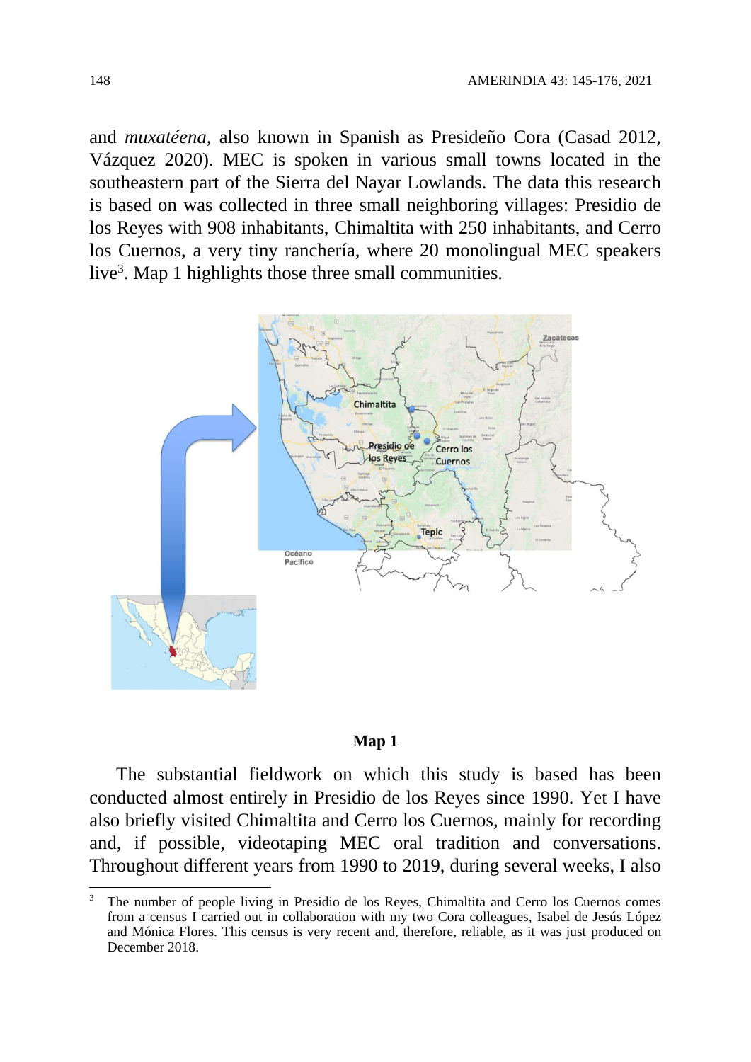and *muxatéena*, also known in Spanish as Presideño Cora (Casad 2012, Vázquez 2020). MEC is spoken in various small towns located in the southeastern part of the Sierra del Nayar Lowlands. The data this research is based on was collected in three small neighboring villages: Presidio de los Reyes with 908 inhabitants, Chimaltita with 250 inhabitants, and Cerro los Cuernos, a very tiny ranchería, where 20 monolingual MEC speakers live[3]. Map 1 highlights those three small communities.

**Map 1**

The substantial fieldwork on which this study is based has been conducted almost entirely in Presidio de los Reyes since 1990. Yet I have also briefly visited Chimaltita and Cerro los Cuernos, mainly for recording and, if possible, videotaping MEC oral tradition and conversations. Throughout different years from 1990 to 2019, during several weeks, I also

[3] The number of people living in Presidio de los Reyes, Chimaltita and Cerro los Cuernos comes from a census I carried out in collaboration with my two Cora colleagues, Isabel de Jesús López and Mónica Flores. This census is very recent and, therefore, reliable, as it was just produced on December 2018.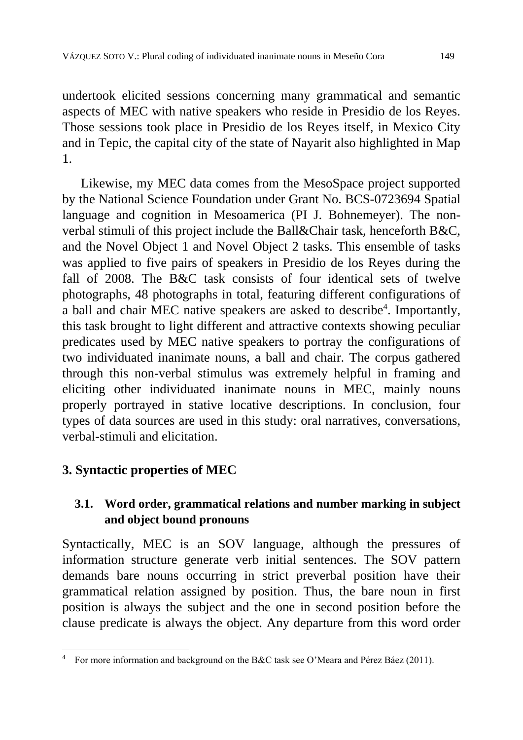undertook elicited sessions concerning many grammatical and semantic aspects of MEC with native speakers who reside in Presidio de los Reyes. Those sessions took place in Presidio de los Reyes itself, in Mexico City and in Tepic, the capital city of the state of Nayarit also highlighted in Map 1.

Likewise, my MEC data comes from the MesoSpace project supported by the National Science Foundation under Grant No. BCS-0723694 Spatial language and cognition in Mesoamerica (PI J. Bohnemeyer). The non-verbal stimuli of this project include the Ball&Chair task, henceforth B&C, and the Novel Object 1 and Novel Object 2 tasks. This ensemble of tasks was applied to five pairs of speakers in Presidio de los Reyes during the fall of 2008. The B&C task consists of four identical sets of twelve photographs, 48 photographs in total, featuring different configurations of a ball and chair MEC native speakers are asked to describe[4]. Importantly, this task brought to light different and attractive contexts showing peculiar predicates used by MEC native speakers to portray the configurations of two individuated inanimate nouns, a ball and chair. The corpus gathered through this non-verbal stimulus was extremely helpful in framing and eliciting other individuated inanimate nouns in MEC, mainly nouns properly portrayed in stative locative descriptions. In conclusion, four types of data sources are used in this study: oral narratives, conversations, verbal-stimuli and elicitation.

## 3. Syntactic properties of MEC

### 3.1. Word order, grammatical relations and number marking in subject and object bound pronouns

Syntactically, MEC is an SOV language, although the pressures of information structure generate verb initial sentences. The SOV pattern demands bare nouns occurring in strict preverbal position have their grammatical relation assigned by position. Thus, the bare noun in first position is always the subject and the one in second position before the clause predicate is always the object. Any departure from this word order

---

[4] For more information and background on the B&C task see O'Meara and Pérez Báez (2011).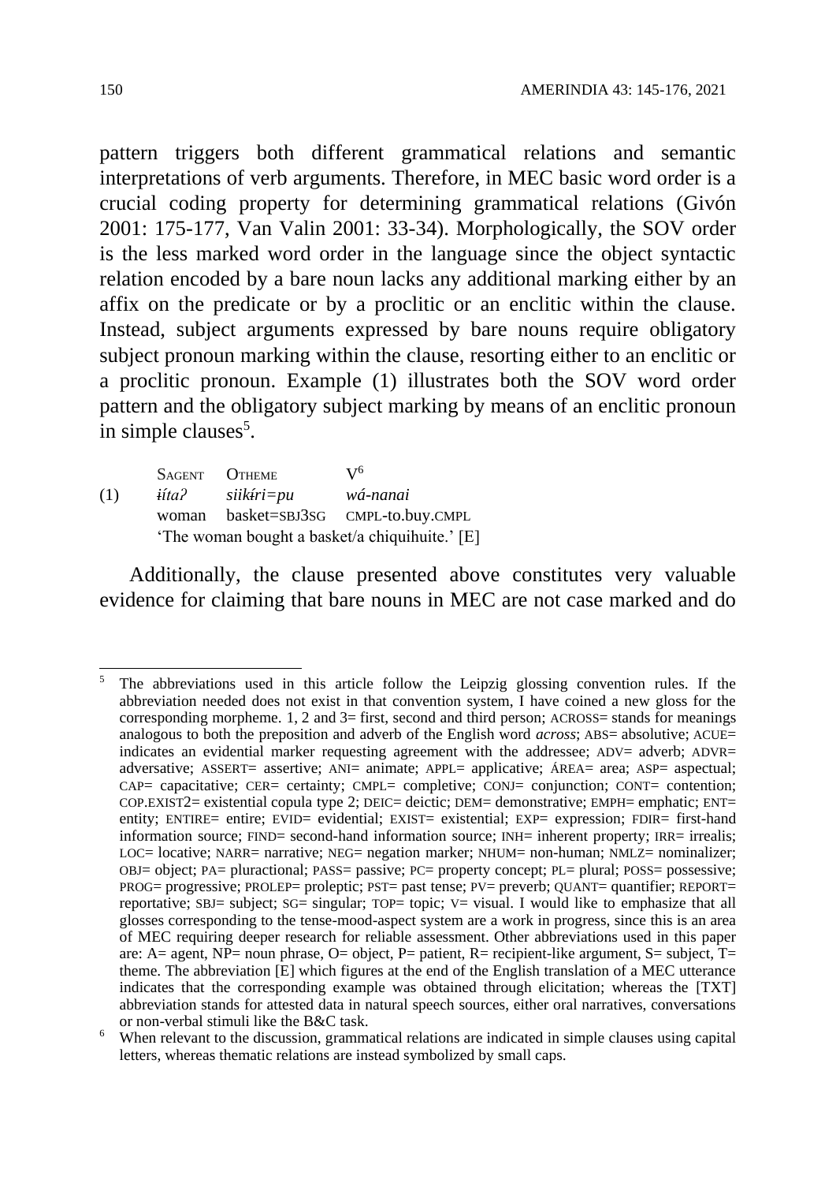pattern triggers both different grammatical relations and semantic interpretations of verb arguments. Therefore, in MEC basic word order is a crucial coding property for determining grammatical relations (Givón 2001: 175-177, Van Valin 2001: 33-34). Morphologically, the SOV order is the less marked word order in the language since the object syntactic relation encoded by a bare noun lacks any additional marking either by an affix on the predicate or by a proclitic or an enclitic within the clause. Instead, subject arguments expressed by bare nouns require obligatory subject pronoun marking within the clause, resorting either to an enclitic or a proclitic pronoun. Example (1) illustrates both the SOV word order pattern and the obligatory subject marking by means of an enclitic pronoun in simple clauses[5].

| | SAGENT | OTHEME | V[6] |
|---|---|---|---|
| (1) | *ɨítaʔ* | *siikɨ́ri=pu* | *wá-nanai* |
| | woman | basket=SBJ3SG | CMPL-to.buy.CMPL |

'The woman bought a basket/a chiquihuite.' [E]

Additionally, the clause presented above constitutes very valuable evidence for claiming that bare nouns in MEC are not case marked and do

---

[5] The abbreviations used in this article follow the Leipzig glossing convention rules. If the abbreviation needed does not exist in that convention system, I have coined a new gloss for the corresponding morpheme. 1, 2 and 3= first, second and third person; ACROSS= stands for meanings analogous to both the preposition and adverb of the English word *across*; ABS= absolutive; ACUE= indicates an evidential marker requesting agreement with the addressee; ADV= adverb; ADVR= adversative; ASSERT= assertive; ANI= animate; APPL= applicative; ÁREA= area; ASP= aspectual; CAP= capacitative; CER= certainty; CMPL= completive; CONJ= conjunction; CONT= contention; COP.EXIST2= existential copula type 2; DEIC= deictic; DEM= demonstrative; EMPH= emphatic; ENT= entity; ENTIRE= entire; EVID= evidential; EXIST= existential; EXP= expression; FDIR= first-hand information source; FIND= second-hand information source; INH= inherent property; IRR= irrealis; LOC= locative; NARR= narrative; NEG= negation marker; NHUM= non-human; NMLZ= nominalizer; OBJ= object; PA= pluractional; PASS= passive; PC= property concept; PL= plural; POSS= possessive; PROG= progressive; PROLEP= proleptic; PST= past tense; PV= preverb; QUANT= quantifier; REPORT= reportative; SBJ= subject; SG= singular; TOP= topic; V= visual. I would like to emphasize that all glosses corresponding to the tense-mood-aspect system are a work in progress, since this is an area of MEC requiring deeper research for reliable assessment. Other abbreviations used in this paper are: A= agent, NP= noun phrase, O= object, P= patient, R= recipient-like argument, S= subject, T= theme. The abbreviation [E] which figures at the end of the English translation of a MEC utterance indicates that the corresponding example was obtained through elicitation; whereas the [TXT] abbreviation stands for attested data in natural speech sources, either oral narratives, conversations or non-verbal stimuli like the B&C task.

[6] When relevant to the discussion, grammatical relations are indicated in simple clauses using capital letters, whereas thematic relations are instead symbolized by small caps.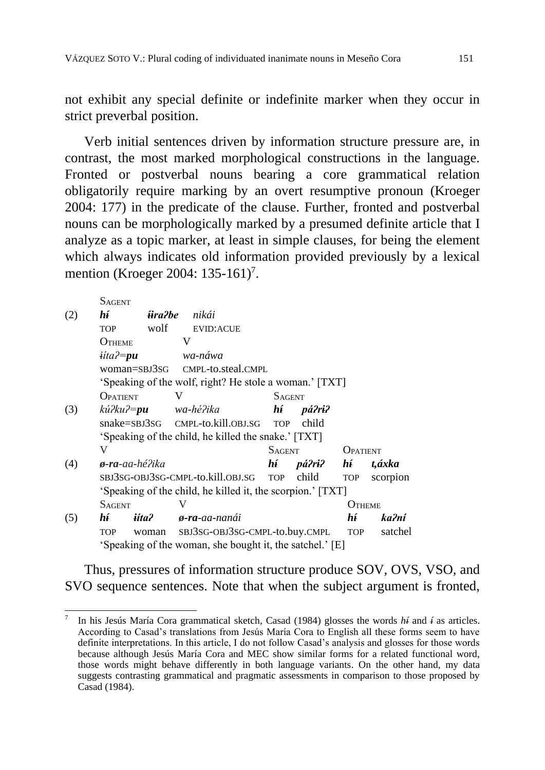not exhibit any special definite or indefinite marker when they occur in strict preverbal position.

Verb initial sentences driven by information structure pressure are, in contrast, the most marked morphological constructions in the language. Fronted or postverbal nouns bearing a core grammatical relation obligatorily require marking by an overt resumptive pronoun (Kroeger 2004: 177) in the predicate of the clause. Further, fronted and postverbal nouns can be morphologically marked by a presumed definite article that I analyze as a topic marker, at least in simple clauses, for being the element which always indicates old information provided previously by a lexical mention (Kroeger 2004: 135-161)[7].

```
      SAGENT
(2)   hɨ́      ɨ́iraʔbe    nikái
      TOP     wolf       EVID:ACUE
      OTHEME            V
      ɨ́itaʔ=pu          wa-náwa
      woman=SBJ3SG      CMPL-to.steal.CMPL
      'Speaking of the wolf, right? He stole a woman.' [TXT]

      OPATIENT          V                    SAGENT
(3)   kúʔkuʔ=pu         wa-héʔika            hɨ́     páʔrɨʔ
      snake=SBJ3SG      CMPL-to.kill.OBJ.SG  TOP    child
      'Speaking of the child, he killed the snake.' [TXT]

      V                                      SAGENT         OPATIENT
(4)   ø-ra-aa-héʔika                         hɨ́   páʔrɨʔ    hɨ́   t,áxka
      SBJ3SG-OBJ3SG-CMPL-to.kill.OBJ.SG      TOP  child     TOP  scorpion
      'Speaking of the child, he killed it, the scorpion.' [TXT]

      SAGENT          V                                  OTHEME
(5)   hɨ́    ɨ́itaʔ    ø-ra-aa-nanái                       hɨ́    kaʔní
      TOP   woman    SBJ3SG-OBJ3SG-CMPL-to.buy.CMPL      TOP   satchel
      'Speaking of the woman, she bought it, the satchel.' [E]
```

Thus, pressures of information structure produce SOV, OVS, VSO, and SVO sequence sentences. Note that when the subject argument is fronted,

---

[7] In his Jesús María Cora grammatical sketch, Casad (1984) glosses the words *hɨ́* and *ɨ́* as articles. According to Casad's translations from Jesús María Cora to English all these forms seem to have definite interpretations. In this article, I do not follow Casad's analysis and glosses for those words because although Jesús María Cora and MEC show similar forms for a related functional word, those words might behave differently in both language variants. On the other hand, my data suggests contrasting grammatical and pragmatic assessments in comparison to those proposed by Casad (1984).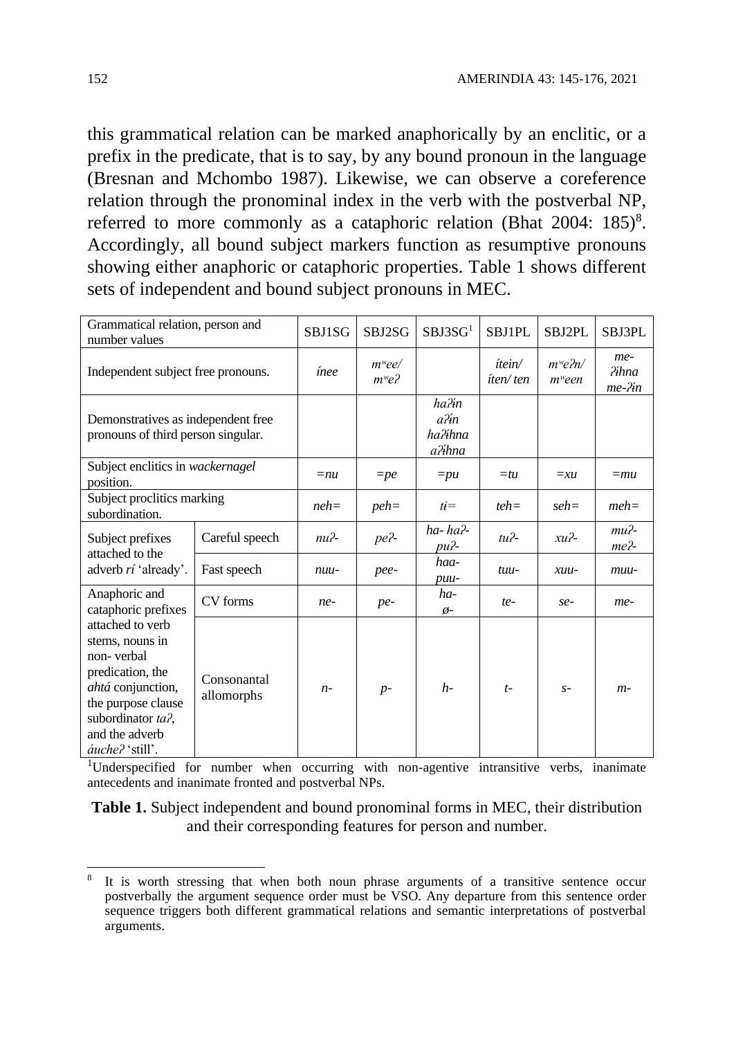this grammatical relation can be marked anaphorically by an enclitic, or a prefix in the predicate, that is to say, by any bound pronoun in the language (Bresnan and Mchombo 1987). Likewise, we can observe a coreference relation through the pronominal index in the verb with the postverbal NP, referred to more commonly as a cataphoric relation (Bhat 2004: 185)[8]. Accordingly, all bound subject markers function as resumptive pronouns showing either anaphoric or cataphoric properties. Table 1 shows different sets of independent and bound subject pronouns in MEC.

| Grammatical relation, person and number values | | SBJ1SG | SBJ2SG | SBJ3SG[1] | SBJ1PL | SBJ2PL | SBJ3PL |
|---|---|---|---|---|---|---|---|
| Independent subject free pronouns. | | *ínee* | *mʷee/ mʷeʔ* | | *ítein/ íten/ ten* | *mʷeƏn/ mʷeen* | *me-ʔɨhna me-ʔɨn* |
| Demonstratives as independent free pronouns of third person singular. | | | | *haʔɨn aʔɨn haʔɨhna aʔɨhna* | | | |
| Subject enclitics in *wackernagel* position. | | *=nu* | *=pe* | *=pu* | *=tu* | *=xu* | *=mu* |
| Subject proclitics marking subordination. | | *neh=* | *peh=* | *tɨ=* | *teh=* | *seh=* | *meh=* |
| Subject prefixes attached to the adverb *rí* 'already'. | Careful speech | *nuʔ-* | *peʔ-* | *ha- haʔ- puʔ-* | *tuʔ-* | *xuʔ-* | *muʔ- meʔ-* |
| | Fast speech | *nuu-* | *pee-* | *haa- puu-* | *tuu-* | *xuu-* | *muu-* |
| Anaphoric and cataphoric prefixes attached to verb stems, nouns in non- verbal predication, the *ahtá* conjunction, the purpose clause subordinator *taʔ*, and the adverb *áucheʔ* 'still'. | CV forms | *ne-* | *pe-* | *ha- ø-* | *te-* | *se-* | *me-* |
| | Consonantal allomorphs | *n-* | *p-* | *h-* | *t-* | *s-* | *m-* |

[1]Underspecified for number when occurring with non-agentive intransitive verbs, inanimate antecedents and inanimate fronted and postverbal NPs.

**Table 1.** Subject independent and bound pronominal forms in MEC, their distribution and their corresponding features for person and number.

---

[8] It is worth stressing that when both noun phrase arguments of a transitive sentence occur postverbally the argument sequence order must be VSO. Any departure from this sentence order sequence triggers both different grammatical relations and semantic interpretations of postverbal arguments.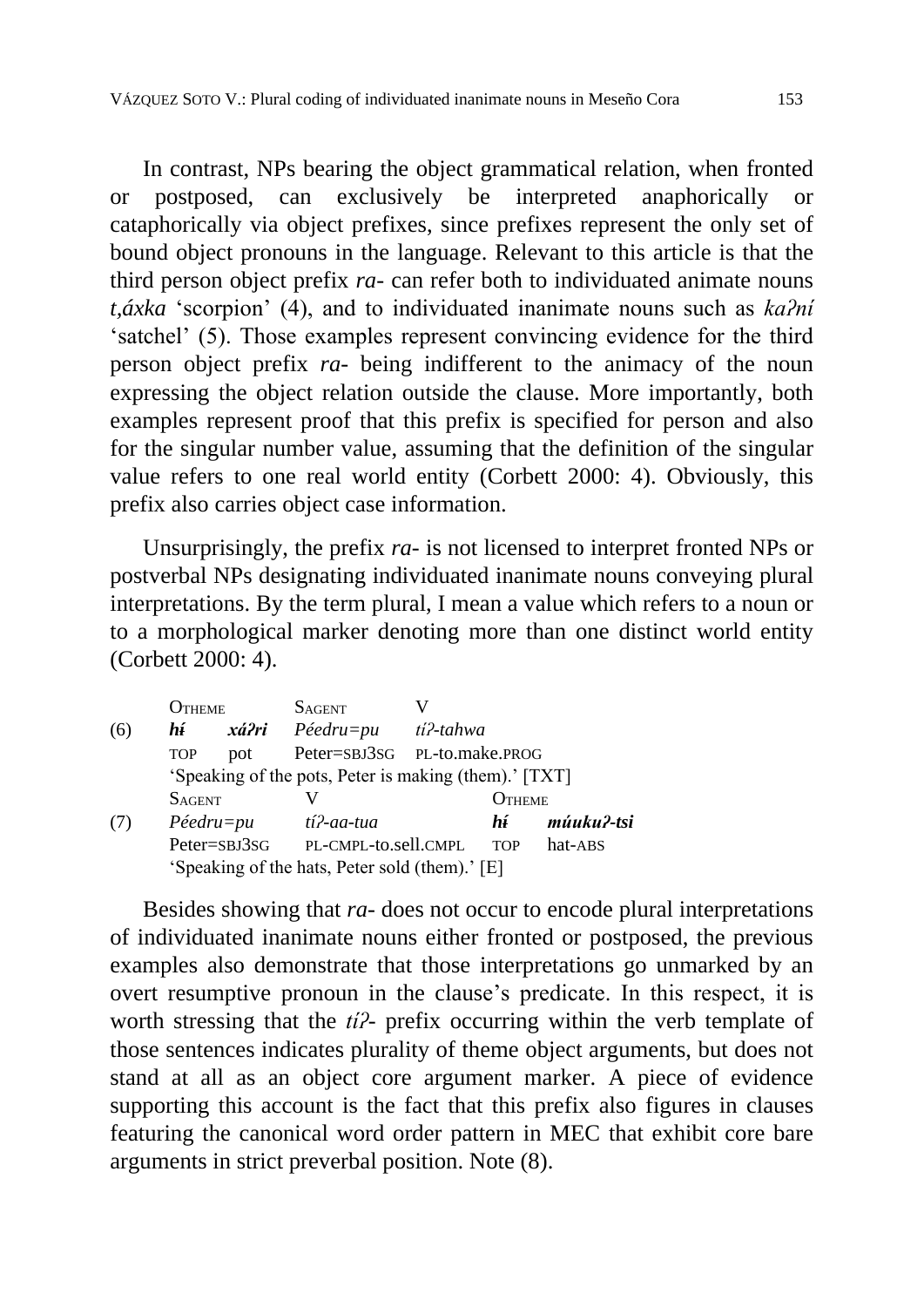In contrast, NPs bearing the object grammatical relation, when fronted or postposed, can exclusively be interpreted anaphorically or cataphorically via object prefixes, since prefixes represent the only set of bound object pronouns in the language. Relevant to this article is that the third person object prefix *ra-* can refer both to individuated animate nouns *t,áxka* 'scorpion' (4), and to individuated inanimate nouns such as *kaʔní* 'satchel' (5). Those examples represent convincing evidence for the third person object prefix *ra-* being indifferent to the animacy of the noun expressing the object relation outside the clause. More importantly, both examples represent proof that this prefix is specified for person and also for the singular number value, assuming that the definition of the singular value refers to one real world entity (Corbett 2000: 4). Obviously, this prefix also carries object case information.

Unsurprisingly, the prefix *ra-* is not licensed to interpret fronted NPs or postverbal NPs designating individuated inanimate nouns conveying plural interpretations. By the term plural, I mean a value which refers to a noun or to a morphological marker denoting more than one distinct world entity (Corbett 2000: 4).

| | OTHEME | | SAGENT | V |
|---|---|---|---|---|
| (6) | ***hɨ́*** | ***xáʔri*** | *Péedru=pu* | *tíʔ-tahwa* |
| | TOP | pot | Peter=SBJ3SG | PL-to.make.PROG |
| | 'Speaking of the pots, Peter is making (them).' [TXT] | | | |

| | SAGENT | V | OTHEME | |
|---|---|---|---|---|
| (7) | *Péedru=pu* | *tíʔ-aa-tua* | ***hɨ́*** | ***múukuʔ-tsi*** |
| | Peter=SBJ3SG | PL-CMPL-to.sell.CMPL | TOP | hat-ABS |
| | 'Speaking of the hats, Peter sold (them).' [E] | | | |

Besides showing that *ra-* does not occur to encode plural interpretations of individuated inanimate nouns either fronted or postposed, the previous examples also demonstrate that those interpretations go unmarked by an overt resumptive pronoun in the clause's predicate. In this respect, it is worth stressing that the *tíʔ-* prefix occurring within the verb template of those sentences indicates plurality of theme object arguments, but does not stand at all as an object core argument marker. A piece of evidence supporting this account is the fact that this prefix also figures in clauses featuring the canonical word order pattern in MEC that exhibit core bare arguments in strict preverbal position. Note (8).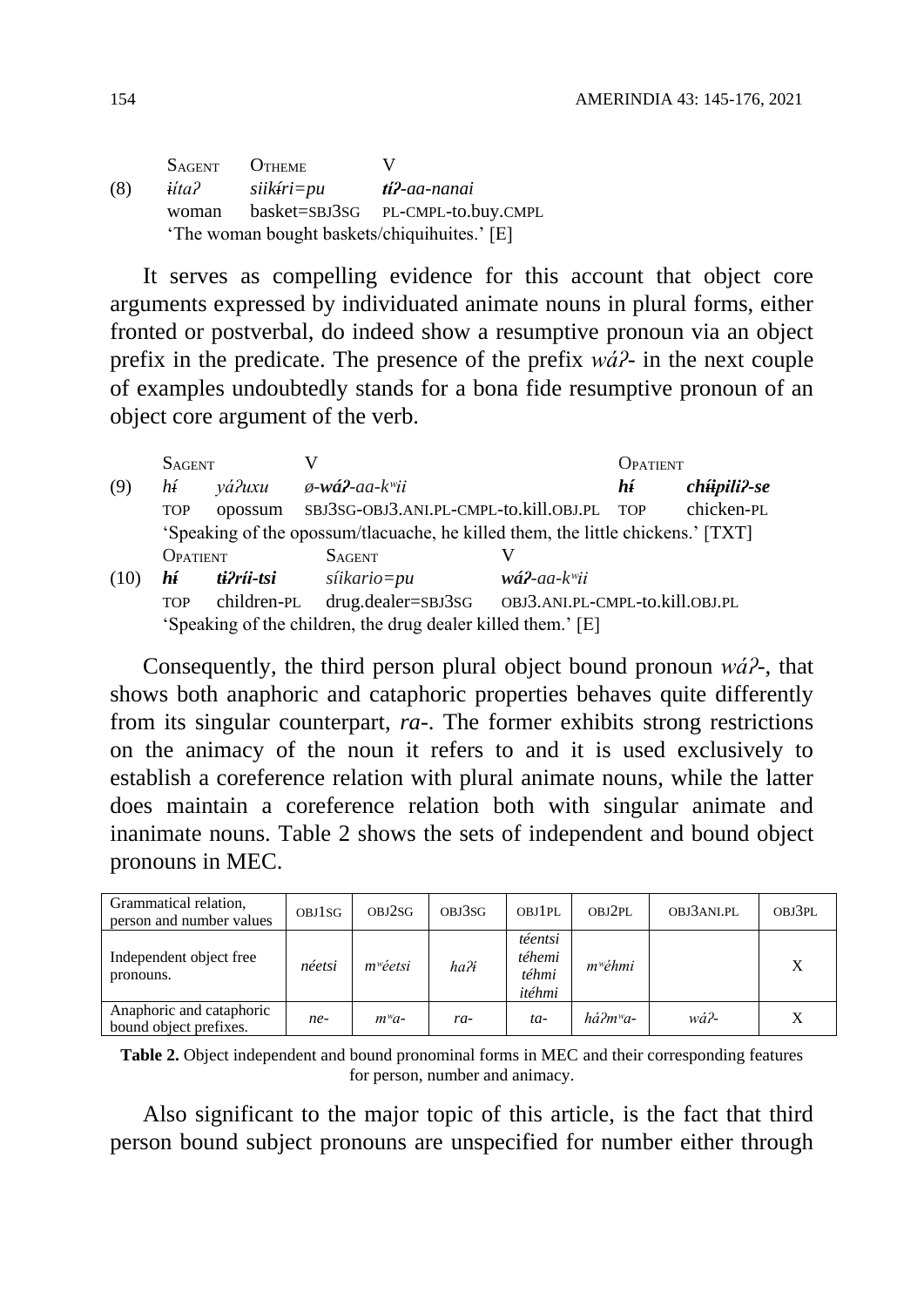| | S<sub>AGENT</sub> | O<sub>THEME</sub> | V |
|---|---|---|---|

(8) *ɨíta?* *siikɨ́ri=pu* ***tí?**-aa-nanai*
woman basket=SBJ3SG PL-CMPL-to.buy.CMPL
'The woman bought baskets/chiquihuites.' [E]

It serves as compelling evidence for this account that object core arguments expressed by individuated animate nouns in plural forms, either fronted or postverbal, do indeed show a resumptive pronoun via an object prefix in the predicate. The presence of the prefix *wá?-* in the next couple of examples undoubtedly stands for a bona fide resumptive pronoun of an object core argument of the verb.

(9) S<sub>AGENT</sub>: *hɨ́ yá?uxu* — V: *ø-**wá?**-aa-kʷii* — O<sub>PATIENT</sub>: ***hɨ́ chɨ́ipili?-se***
TOP opossum SBJ3SG-OBJ3.ANI.PL-CMPL-to.kill.OBJ.PL TOP chicken-PL
'Speaking of the opossum/tlacuache, he killed them, the little chickens.' [TXT]

(10) O<sub>PATIENT</sub>: ***hɨ́ ti?ríi-tsi*** — S<sub>AGENT</sub>: *síikario=pu* — V: ***wá?**-aa-kʷii*
TOP children-PL drug.dealer=SBJ3SG OBJ3.ANI.PL-CMPL-to.kill.OBJ.PL
'Speaking of the children, the drug dealer killed them.' [E]

Consequently, the third person plural object bound pronoun *wá?-*, that shows both anaphoric and cataphoric properties behaves quite differently from its singular counterpart, *ra-*. The former exhibits strong restrictions on the animacy of the noun it refers to and it is used exclusively to establish a coreference relation with plural animate nouns, while the latter does maintain a coreference relation both with singular animate and inanimate nouns. Table 2 shows the sets of independent and bound object pronouns in MEC.

| Grammatical relation, person and number values | OBJ1SG | OBJ2SG | OBJ3SG | OBJ1PL | OBJ2PL | OBJ3ANI.PL | OBJ3PL |
|---|---|---|---|---|---|---|---|
| Independent object free pronouns. | *néetsi* | *mʷéetsi* | *ha?ɨ́* | *téentsi téhemi téhmi itéhmi* | *mʷéhmi* | | X |
| Anaphoric and cataphoric bound object prefixes. | *ne-* | *mʷa-* | *ra-* | *ta-* | *há?mʷa-* | *wá?-* | X |

**Table 2.** Object independent and bound pronominal forms in MEC and their corresponding features for person, number and animacy.

Also significant to the major topic of this article, is the fact that third person bound subject pronouns are unspecified for number either through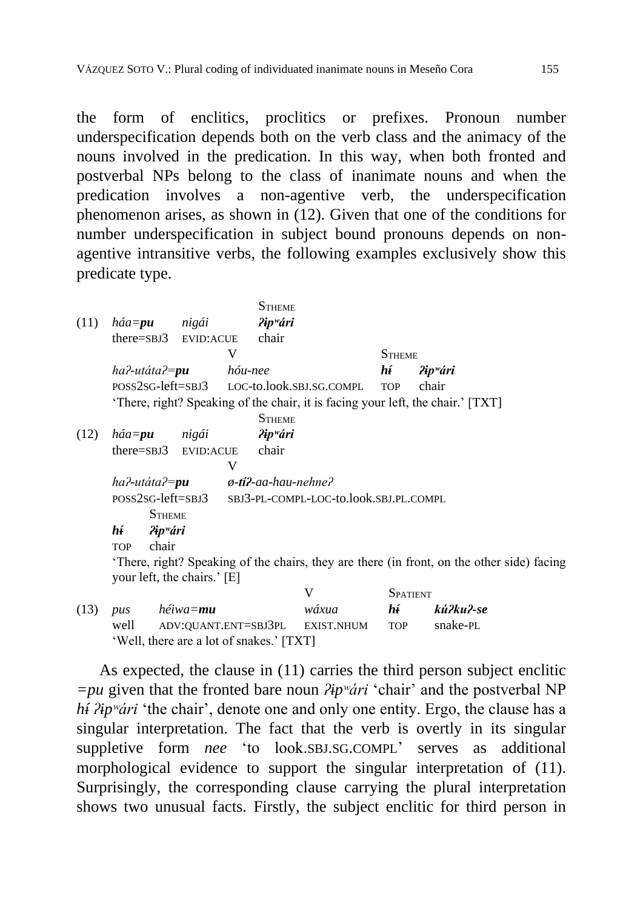the form of enclitics, proclitics or prefixes. Pronoun number underspecification depends both on the verb class and the animacy of the nouns involved in the predication. In this way, when both fronted and postverbal NPs belong to the class of inanimate nouns and when the predication involves a non-agentive verb, the underspecification phenomenon arises, as shown in (12). Given that one of the conditions for number underspecification in subject bound pronouns depends on non-agentive intransitive verbs, the following examples exclusively show this predicate type.

(11)
| | | STHEME |
|---|---|---|
| *háa=**pu*** | *nigái* | ***ʔɨpʷári*** |
| there=SBJ3 | EVID:ACUE | chair |

| | V | STHEME | |
|---|---|---|---|
| *haʔ-utátaʔ=**pu*** | *hóu-nee* | ***hɨ́*** | ***ʔɨpʷári*** |
| POSS2SG-left=SBJ3 | LOC-to.look.SBJ.SG.COMPL | TOP | chair |

'There, right? Speaking of the chair, it is facing your left, the chair.' [TXT]

(12)
| | | STHEME |
|---|---|---|
| *háa=**pu*** | *nigái* | ***ʔɨpʷári*** |
| there=SBJ3 | EVID:ACUE | chair |

| | V |
|---|---|
| *haʔ-utátaʔ=**pu*** | *ø-**tíʔ**-aa-hau-nehneʔ* |
| POSS2SG-left=SBJ3 | SBJ3-PL-COMPL-LOC-to.look.SBJ.PL.COMPL |

| | STHEME |
|---|---|
| ***hɨ́*** | ***ʔɨpʷári*** |
| TOP | chair |

'There, right? Speaking of the chairs, they are there (in front, on the other side) facing your left, the chairs.' [E]

(13)
| | | V | SPATIENT | |
|---|---|---|---|---|
| *pus* | *héiwa=**mu*** | *wáxua* | ***hɨ́*** | ***kúʔkuʔ-se*** |
| well | ADV:QUANT.ENT=SBJ3PL | EXIST.NHUM | TOP | snake-PL |

'Well, there are a lot of snakes.' [TXT]

As expected, the clause in (11) carries the third person subject enclitic *=pu* given that the fronted bare noun *ʔɨpʷári* 'chair' and the postverbal NP *hɨ́ ʔɨpʷári* 'the chair', denote one and only one entity. Ergo, the clause has a singular interpretation. The fact that the verb is overtly in its singular suppletive form *nee* 'to look.SBJ.SG.COMPL' serves as additional morphological evidence to support the singular interpretation of (11). Surprisingly, the corresponding clause carrying the plural interpretation shows two unusual facts. Firstly, the subject enclitic for third person in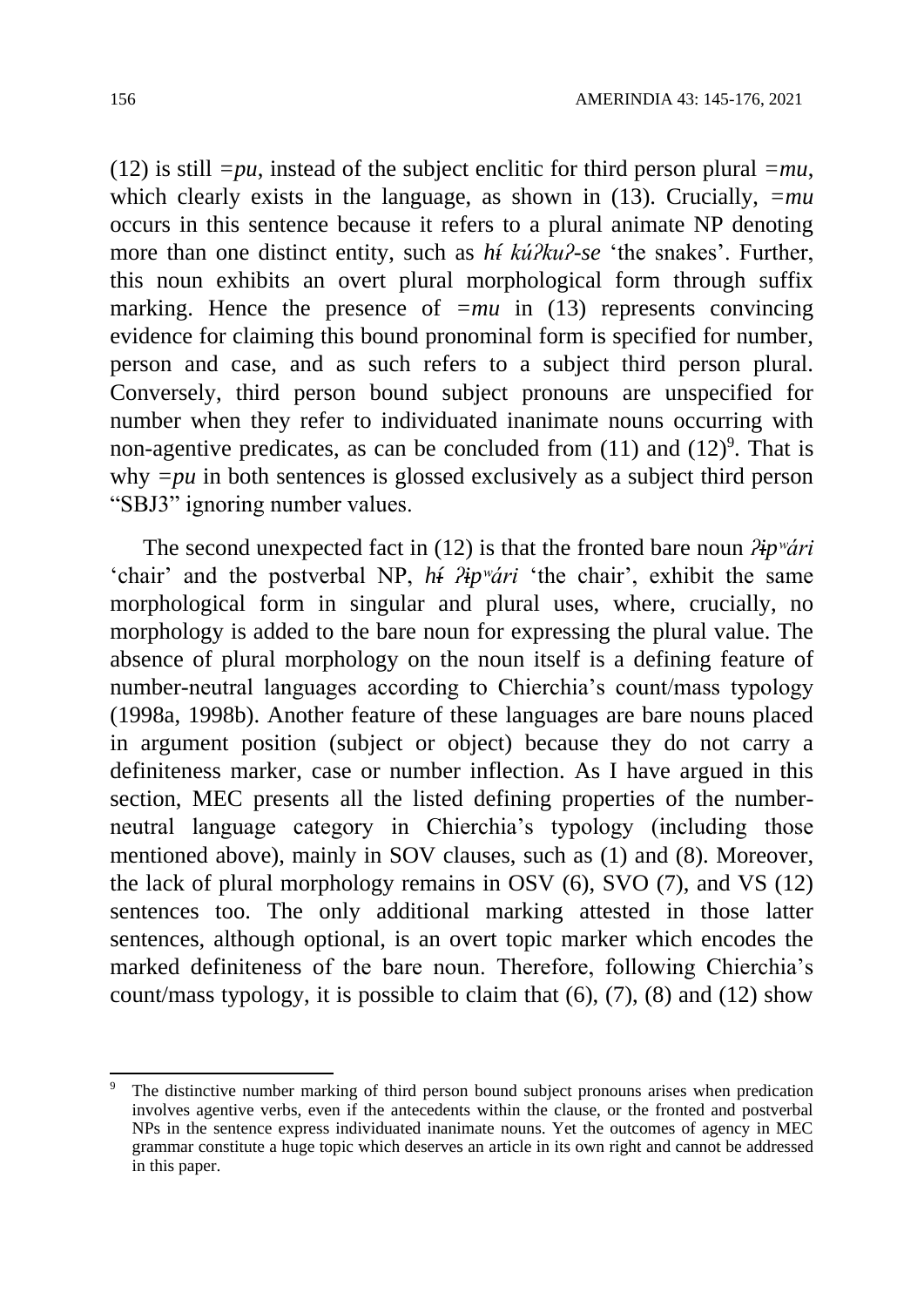(12) is still *=pu*, instead of the subject enclitic for third person plural *=mu*, which clearly exists in the language, as shown in (13). Crucially, *=mu* occurs in this sentence because it refers to a plural animate NP denoting more than one distinct entity, such as *hɨ́ kúʔkuʔ-se* 'the snakes'. Further, this noun exhibits an overt plural morphological form through suffix marking. Hence the presence of *=mu* in (13) represents convincing evidence for claiming this bound pronominal form is specified for number, person and case, and as such refers to a subject third person plural. Conversely, third person bound subject pronouns are unspecified for number when they refer to individuated inanimate nouns occurring with non-agentive predicates, as can be concluded from (11) and (12)[9]. That is why *=pu* in both sentences is glossed exclusively as a subject third person "SBJ3" ignoring number values.

The second unexpected fact in (12) is that the fronted bare noun *ʔɨpʷári* 'chair' and the postverbal NP, *hɨ́ ʔɨpʷári* 'the chair', exhibit the same morphological form in singular and plural uses, where, crucially, no morphology is added to the bare noun for expressing the plural value. The absence of plural morphology on the noun itself is a defining feature of number-neutral languages according to Chierchia's count/mass typology (1998a, 1998b). Another feature of these languages are bare nouns placed in argument position (subject or object) because they do not carry a definiteness marker, case or number inflection. As I have argued in this section, MEC presents all the listed defining properties of the number-neutral language category in Chierchia's typology (including those mentioned above), mainly in SOV clauses, such as (1) and (8). Moreover, the lack of plural morphology remains in OSV (6), SVO (7), and VS (12) sentences too. The only additional marking attested in those latter sentences, although optional, is an overt topic marker which encodes the marked definiteness of the bare noun. Therefore, following Chierchia's count/mass typology, it is possible to claim that (6), (7), (8) and (12) show

---

[9] The distinctive number marking of third person bound subject pronouns arises when predication involves agentive verbs, even if the antecedents within the clause, or the fronted and postverbal NPs in the sentence express individuated inanimate nouns. Yet the outcomes of agency in MEC grammar constitute a huge topic which deserves an article in its own right and cannot be addressed in this paper.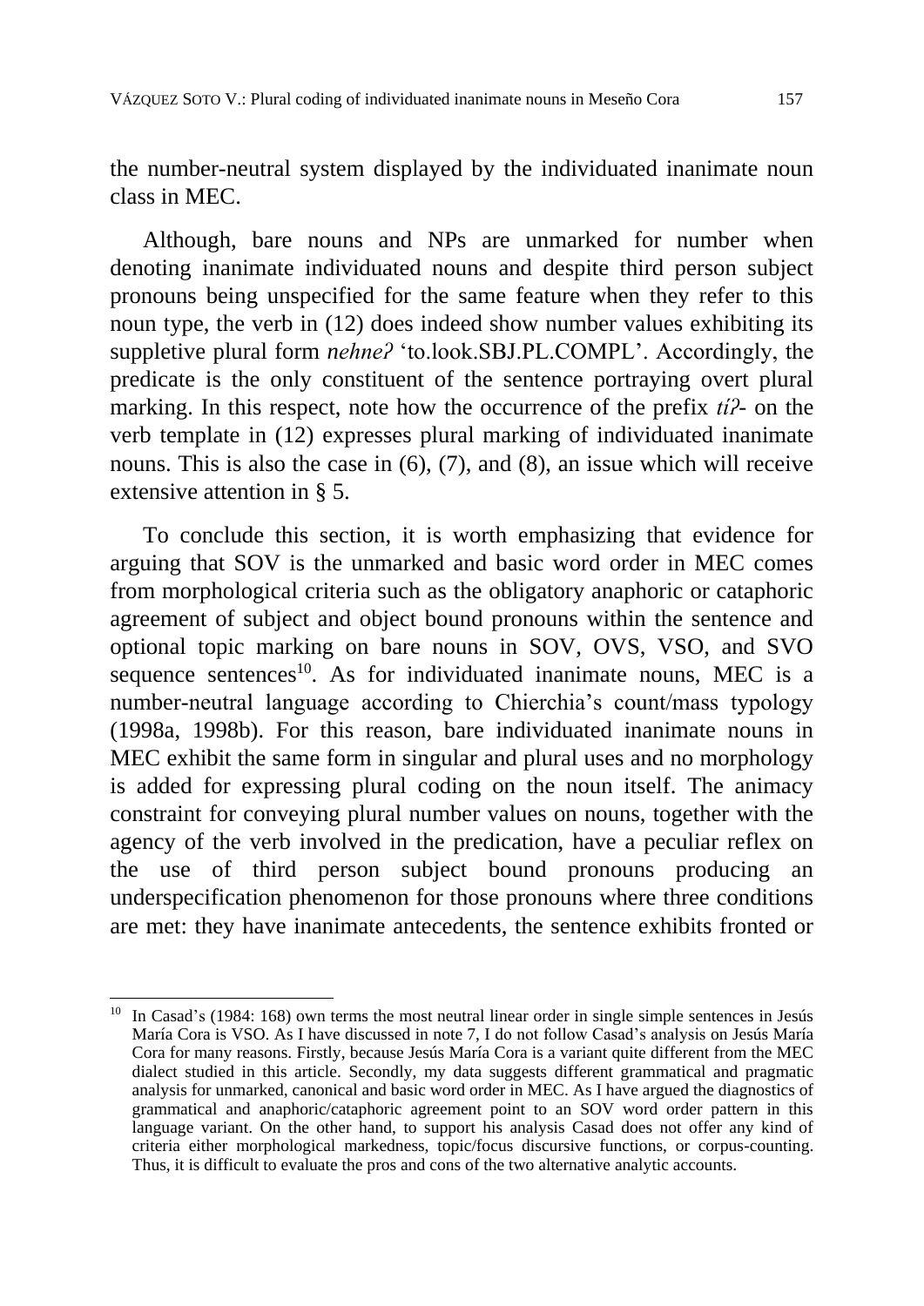the number-neutral system displayed by the individuated inanimate noun class in MEC.

Although, bare nouns and NPs are unmarked for number when denoting inanimate individuated nouns and despite third person subject pronouns being unspecified for the same feature when they refer to this noun type, the verb in (12) does indeed show number values exhibiting its suppletive plural form *nehneʔ* 'to.look.SBJ.PL.COMPL'. Accordingly, the predicate is the only constituent of the sentence portraying overt plural marking. In this respect, note how the occurrence of the prefix *tíʔ-* on the verb template in (12) expresses plural marking of individuated inanimate nouns. This is also the case in (6), (7), and (8), an issue which will receive extensive attention in § 5.

To conclude this section, it is worth emphasizing that evidence for arguing that SOV is the unmarked and basic word order in MEC comes from morphological criteria such as the obligatory anaphoric or cataphoric agreement of subject and object bound pronouns within the sentence and optional topic marking on bare nouns in SOV, OVS, VSO, and SVO sequence sentences[10]. As for individuated inanimate nouns, MEC is a number-neutral language according to Chierchia's count/mass typology (1998a, 1998b). For this reason, bare individuated inanimate nouns in MEC exhibit the same form in singular and plural uses and no morphology is added for expressing plural coding on the noun itself. The animacy constraint for conveying plural number values on nouns, together with the agency of the verb involved in the predication, have a peculiar reflex on the use of third person subject bound pronouns producing an underspecification phenomenon for those pronouns where three conditions are met: they have inanimate antecedents, the sentence exhibits fronted or

[10] In Casad's (1984: 168) own terms the most neutral linear order in single simple sentences in Jesús María Cora is VSO. As I have discussed in note 7, I do not follow Casad's analysis on Jesús María Cora for many reasons. Firstly, because Jesús María Cora is a variant quite different from the MEC dialect studied in this article. Secondly, my data suggests different grammatical and pragmatic analysis for unmarked, canonical and basic word order in MEC. As I have argued the diagnostics of grammatical and anaphoric/cataphoric agreement point to an SOV word order pattern in this language variant. On the other hand, to support his analysis Casad does not offer any kind of criteria either morphological markedness, topic/focus discursive functions, or corpus-counting. Thus, it is difficult to evaluate the pros and cons of the two alternative analytic accounts.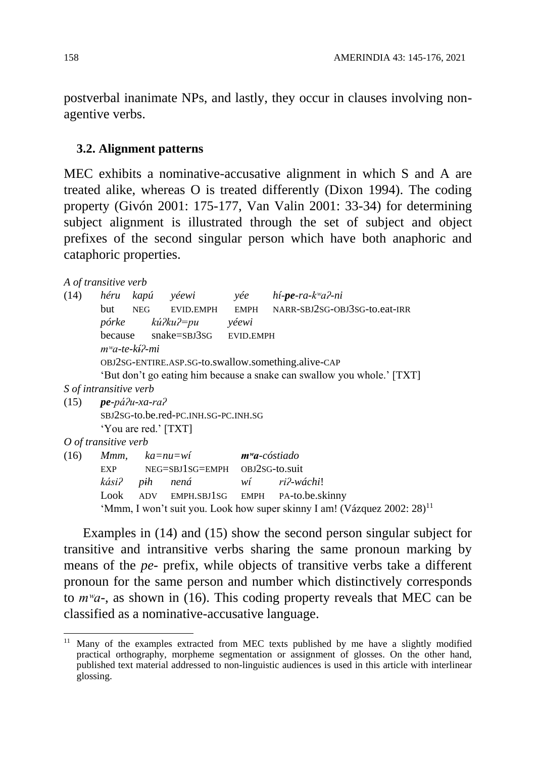postverbal inanimate NPs, and lastly, they occur in clauses involving non-agentive verbs.

### 3.2. Alignment patterns

MEC exhibits a nominative-accusative alignment in which S and A are treated alike, whereas O is treated differently (Dixon 1994). The coding property (Givón 2001: 175-177, Van Valin 2001: 33-34) for determining subject alignment is illustrated through the set of subject and object prefixes of the second singular person which have both anaphoric and cataphoric properties.

*A of transitive verb*

(14) *héru kapú yéewi yée hí-**pe**-ra-kʷaʔ-ni*
but NEG EVID.EMPH EMPH NARR-SBJ2SG-OBJ3SG-to.eat-IRR
*pórke kúʔkuʔ=pu yéewi*
because snake=SBJ3SG EVID.EMPH
*mʷa-te-kɨ́ʔ-mi*
OBJ2SG-ENTIRE.ASP.SG-to.swallow.something.alive-CAP
'But don't go eating him because a snake can swallow you whole.' [TXT]

*S of intransitive verb*

(15) ***pe**-páʔu-xa-raʔ*
SBJ2SG-to.be.red-PC.INH.SG-PC.INH.SG
'You are red.' [TXT]

*O of transitive verb*

(16) *Mmm, ka=nu=wí **mʷa**-cóstiado*
EXP NEG=SBJ1SG=EMPH OBJ2SG-to.suit
*kásiʔ pɨh nená wí riʔ-wáchi*!
Look ADV EMPH.SBJ1SG EMPH PA-to.be.skinny
'Mmm, I won't suit you. Look how super skinny I am! (Vázquez 2002: 28)[11]

Examples in (14) and (15) show the second person singular subject for transitive and intransitive verbs sharing the same pronoun marking by means of the *pe-* prefix, while objects of transitive verbs take a different pronoun for the same person and number which distinctively corresponds to *mʷa-*, as shown in (16). This coding property reveals that MEC can be classified as a nominative-accusative language.

[11] Many of the examples extracted from MEC texts published by me have a slightly modified practical orthography, morpheme segmentation or assignment of glosses. On the other hand, published text material addressed to non-linguistic audiences is used in this article with interlinear glossing.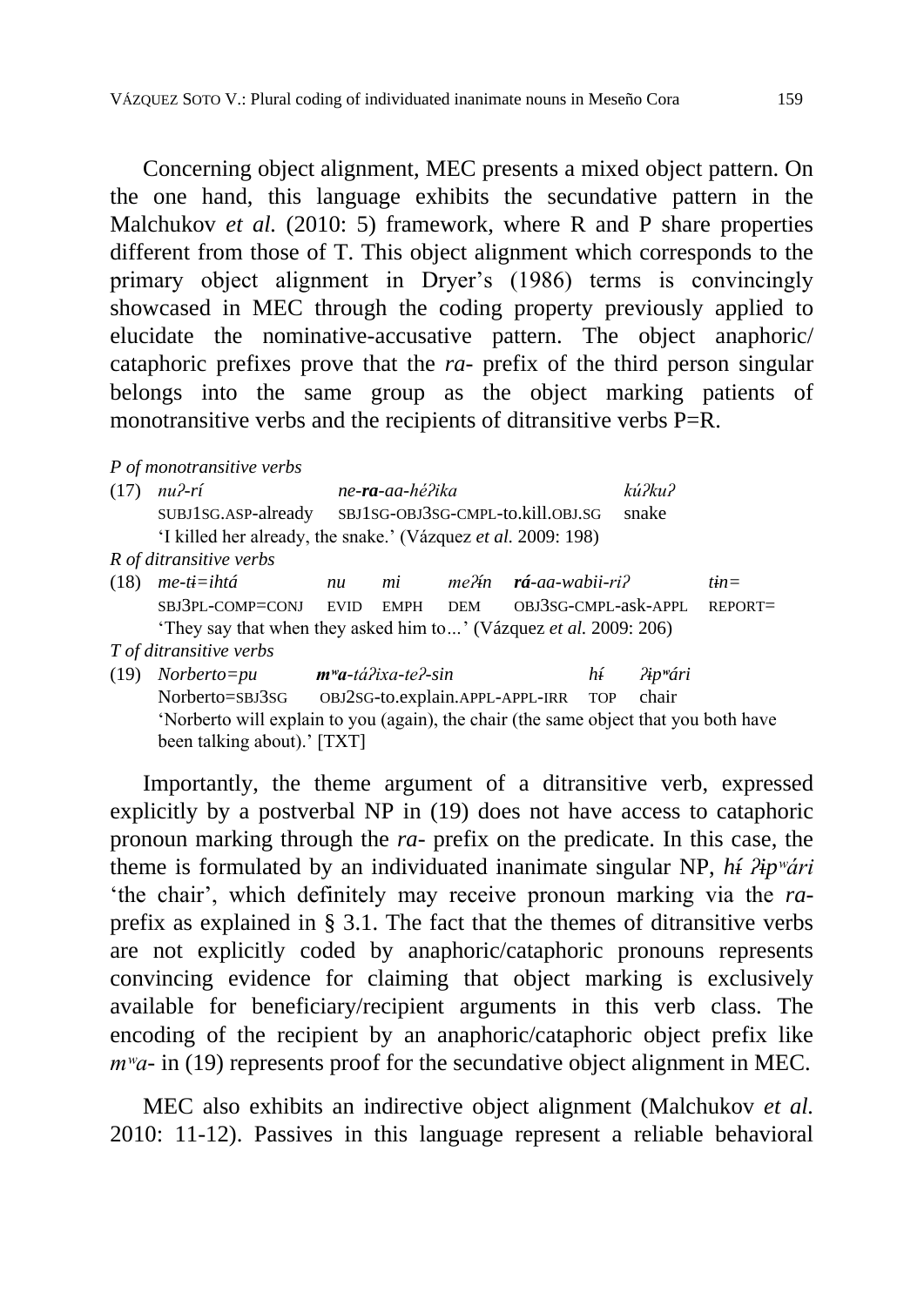Concerning object alignment, MEC presents a mixed object pattern. On the one hand, this language exhibits the secundative pattern in the Malchukov *et al.* (2010: 5) framework, where R and P share properties different from those of T. This object alignment which corresponds to the primary object alignment in Dryer's (1986) terms is convincingly showcased in MEC through the coding property previously applied to elucidate the nominative-accusative pattern. The object anaphoric/cataphoric prefixes prove that the *ra-* prefix of the third person singular belongs into the same group as the object marking patients of monotransitive verbs and the recipients of ditransitive verbs P=R.

*P of monotransitive verbs*

(17) *nuʔ-rí* *ne-**ra**-aa-héʔika* *kúʔkuʔ*
SUBJ1SG.ASP-already SBJ1SG-OBJ3SG-CMPL-to.kill.OBJ.SG snake
'I killed her already, the snake.' (Vázquez *et al.* 2009: 198)

*R of ditransitive verbs*

(18) *me-tɨ=ihtá* *nu* *mi* *meʔɨ́n* ***rá**-aa-wabii-riʔ* *tɨn=*
SBJ3PL-COMP=CONJ EVID EMPH DEM OBJ3SG-CMPL-ask-APPL REPORT=
'They say that when they asked him to…' (Vázquez *et al.* 2009: 206)

*T of ditransitive verbs*

(19) *Norberto=pu* ***mʷa**-táʔixa-teʔ-sin* *hɨ́* *ʔɨpʷári*
Norberto=SBJ3SG OBJ2SG-to.explain.APPL-APPL-IRR TOP chair
'Norberto will explain to you (again), the chair (the same object that you both have been talking about).' [TXT]

Importantly, the theme argument of a ditransitive verb, expressed explicitly by a postverbal NP in (19) does not have access to cataphoric pronoun marking through the *ra-* prefix on the predicate. In this case, the theme is formulated by an individuated inanimate singular NP, *hɨ́ ʔɨpʷári* 'the chair', which definitely may receive pronoun marking via the *ra-* prefix as explained in § 3.1. The fact that the themes of ditransitive verbs are not explicitly coded by anaphoric/cataphoric pronouns represents convincing evidence for claiming that object marking is exclusively available for beneficiary/recipient arguments in this verb class. The encoding of the recipient by an anaphoric/cataphoric object prefix like *mʷa-* in (19) represents proof for the secundative object alignment in MEC.

MEC also exhibits an indirective object alignment (Malchukov *et al.* 2010: 11-12). Passives in this language represent a reliable behavioral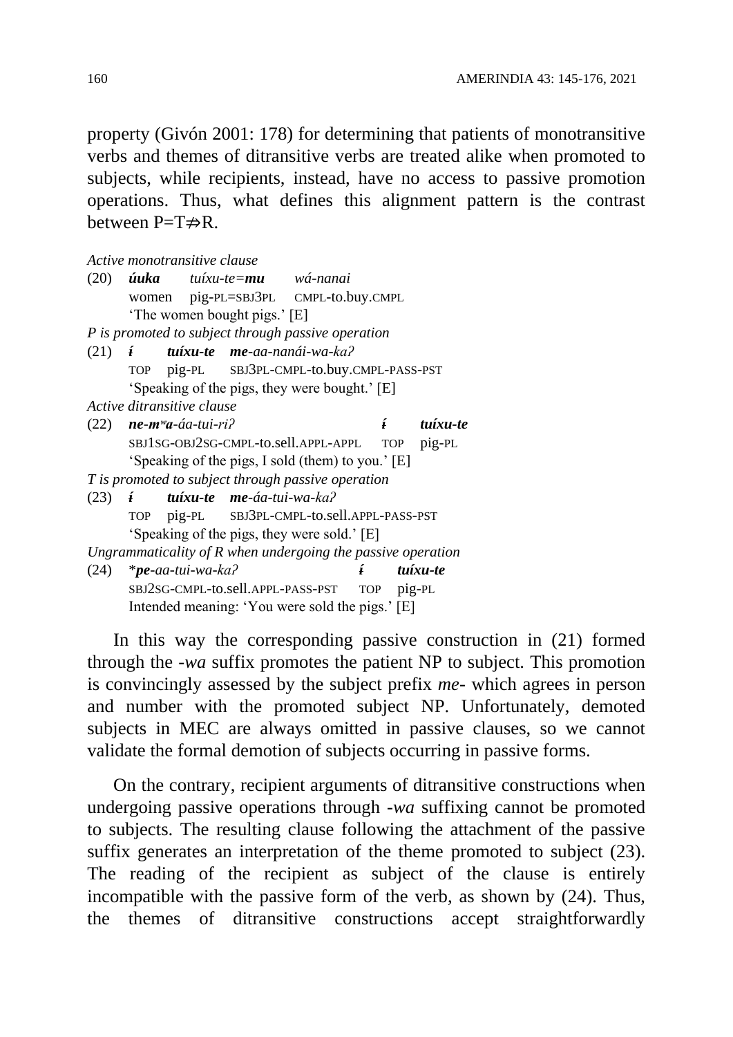property (Givón 2001: 178) for determining that patients of monotransitive verbs and themes of ditransitive verbs are treated alike when promoted to subjects, while recipients, instead, have no access to passive promotion operations. Thus, what defines this alignment pattern is the contrast between P=T≠>R.

*Active monotransitive clause*

(20) ***úuka*** *tuíxu-te=**mu*** *wá-nanai*
women pig-PL=SBJ3PL CMPL-to.buy.CMPL
'The women bought pigs.' [E]

*P is promoted to subject through passive operation*

(21) ***ɨ́*** ***tuíxu-te*** ***me**-aa-nanái-wa-kaʔ*
TOP pig-PL SBJ3PL-CMPL-to.buy.CMPL-PASS-PST
'Speaking of the pigs, they were bought.' [E]

*Active ditransitive clause*

(22) ***ne-mʷa**-áa-tui-riʔ* ***ɨ́*** ***tuíxu-te***
SBJ1SG-OBJ2SG-CMPL-to.sell.APPL-APPL TOP pig-PL
'Speaking of the pigs, I sold (them) to you.' [E]

*T is promoted to subject through passive operation*

(23) ***ɨ́*** ***tuíxu-te*** ***me**-áa-tui-wa-kaʔ*
TOP pig-PL SBJ3PL-CMPL-to.sell.APPL-PASS-PST
'Speaking of the pigs, they were sold.' [E]

*Ungrammaticality of R when undergoing the passive operation*

(24) \****pe**-aa-tui-wa-kaʔ* ***ɨ́*** ***tuíxu-te***
SBJ2SG-CMPL-to.sell.APPL-PASS-PST TOP pig-PL
Intended meaning: 'You were sold the pigs.' [E]

In this way the corresponding passive construction in (21) formed through the *-wa* suffix promotes the patient NP to subject. This promotion is convincingly assessed by the subject prefix *me-* which agrees in person and number with the promoted subject NP. Unfortunately, demoted subjects in MEC are always omitted in passive clauses, so we cannot validate the formal demotion of subjects occurring in passive forms.

On the contrary, recipient arguments of ditransitive constructions when undergoing passive operations through *-wa* suffixing cannot be promoted to subjects. The resulting clause following the attachment of the passive suffix generates an interpretation of the theme promoted to subject (23). The reading of the recipient as subject of the clause is entirely incompatible with the passive form of the verb, as shown by (24). Thus, the themes of ditransitive constructions accept straightforwardly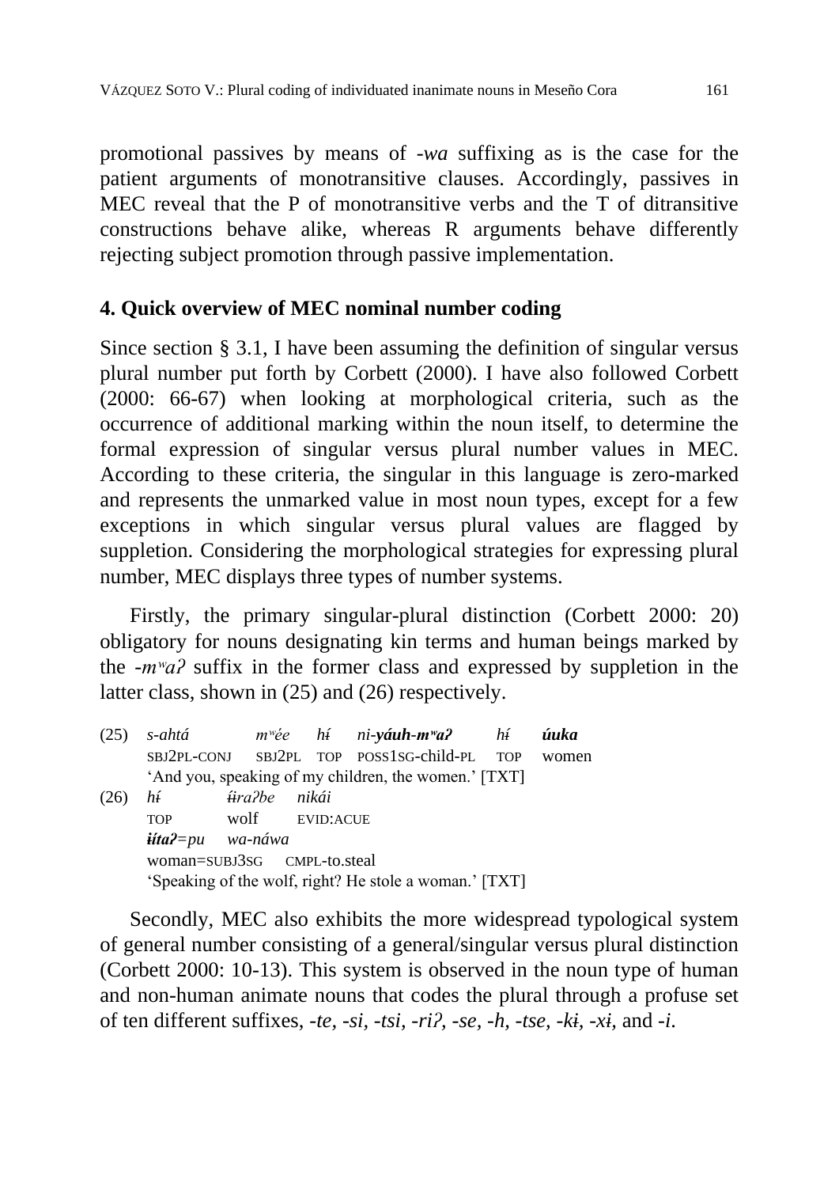promotional passives by means of *-wa* suffixing as is the case for the patient arguments of monotransitive clauses. Accordingly, passives in MEC reveal that the P of monotransitive verbs and the T of ditransitive constructions behave alike, whereas R arguments behave differently rejecting subject promotion through passive implementation.

## 4. Quick overview of MEC nominal number coding

Since section § 3.1, I have been assuming the definition of singular versus plural number put forth by Corbett (2000). I have also followed Corbett (2000: 66-67) when looking at morphological criteria, such as the occurrence of additional marking within the noun itself, to determine the formal expression of singular versus plural number values in MEC. According to these criteria, the singular in this language is zero-marked and represents the unmarked value in most noun types, except for a few exceptions in which singular versus plural values are flagged by suppletion. Considering the morphological strategies for expressing plural number, MEC displays three types of number systems.

Firstly, the primary singular-plural distinction (Corbett 2000: 20) obligatory for nouns designating kin terms and human beings marked by the *-mʷaʔ* suffix in the former class and expressed by suppletion in the latter class, shown in (25) and (26) respectively.

(25) *s-ahtá* *mʷée* *hɨ́* *ni-**yáuh-mʷaʔ*** *hɨ́* ***úuka***
SBJ2PL-CONJ SBJ2PL TOP POSS1SG-child-PL TOP women
'And you, speaking of my children, the women.' [TXT]

(26) *hɨ́* *ɨ́raʔbe* *nikái*
TOP wolf EVID:ACUE
***ɨ́itaʔ****=pu* *wa-náwa*
woman=SUBJ3SG CMPL-to.steal
'Speaking of the wolf, right? He stole a woman.' [TXT]

Secondly, MEC also exhibits the more widespread typological system of general number consisting of a general/singular versus plural distinction (Corbett 2000: 10-13). This system is observed in the noun type of human and non-human animate nouns that codes the plural through a profuse set of ten different suffixes, *-te, -si, -tsi, -riʔ, -se, -h, -tse, -kɨ, -xɨ,* and *-i*.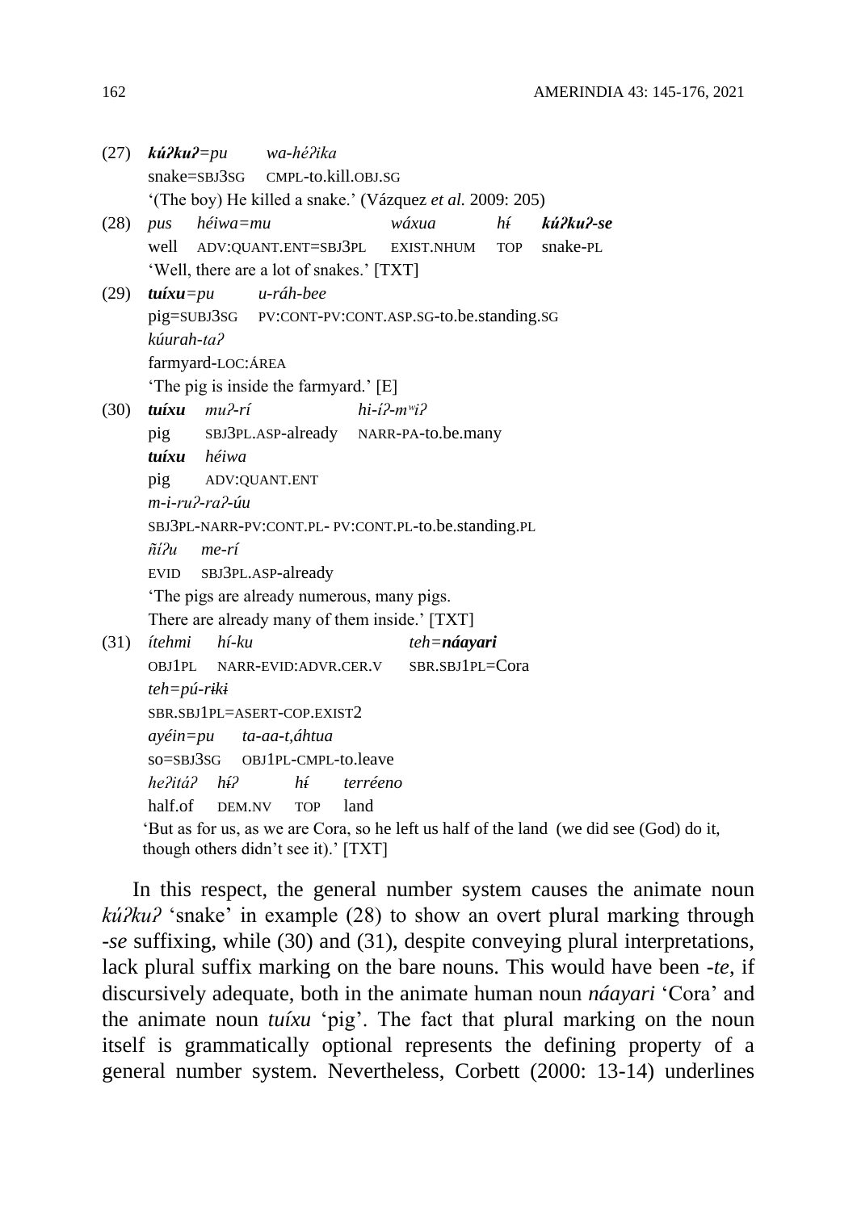(27) ***kúʔkuʔ***=*pu* *wa-héʔika*
snake=SBJ3SG CMPL-to.kill.OBJ.SG
'(The boy) He killed a snake.' (Vázquez *et al.* 2009: 205)

(28) *pus héiwa=mu wáxua hɨ́* ***kúʔkuʔ-se***
well ADV:QUANT.ENT=SBJ3PL EXIST.NHUM TOP snake-PL
'Well, there are a lot of snakes.' [TXT]

(29) ***tuíxu***=*pu u-ráh-bee*
pig=SUBJ3SG PV:CONT-PV:CONT.ASP.SG-to.be.standing.SG
*kúurah-taʔ*
farmyard-LOC:ÁREA
'The pig is inside the farmyard.' [E]

(30) ***tuíxu*** *muʔ-rí hi-íʔ-mʷiʔ*
pig SBJ3PL.ASP-already NARR-PA-to.be.many
***tuíxu*** *héiwa*
pig ADV:QUANT.ENT
*m-i-ruʔ-raʔ-úu*
SBJ3PL-NARR-PV:CONT.PL- PV:CONT.PL-to.be.standing.PL
*ñíʔu me-rí*
EVID SBJ3PL.ASP-already
'The pigs are already numerous, many pigs.
There are already many of them inside.' [TXT]

(31) *ítehmi hí-ku teh=**náayari***
OBJ1PL NARR-EVID:ADVR.CER.V SBR.SBJ1PL=Cora
*teh=pú-rɨkɨ*
SBR.SBJ1PL=ASERT-COP.EXIST2
*ayéin=pu ta-aa-t,áhtua*
SO=SBJ3SG OBJ1PL-CMPL-to.leave
*heʔitáʔ hɨ́ʔ hɨ́ terréeno*
half.of DEM.NV TOP land
'But as for us, as we are Cora, so he left us half of the land (we did see (God) do it, though others didn't see it).' [TXT]

In this respect, the general number system causes the animate noun *kúʔkuʔ* 'snake' in example (28) to show an overt plural marking through *-se* suffixing, while (30) and (31), despite conveying plural interpretations, lack plural suffix marking on the bare nouns. This would have been *-te*, if discursively adequate, both in the animate human noun *náayari* 'Cora' and the animate noun *tuíxu* 'pig'. The fact that plural marking on the noun itself is grammatically optional represents the defining property of a general number system. Nevertheless, Corbett (2000: 13-14) underlines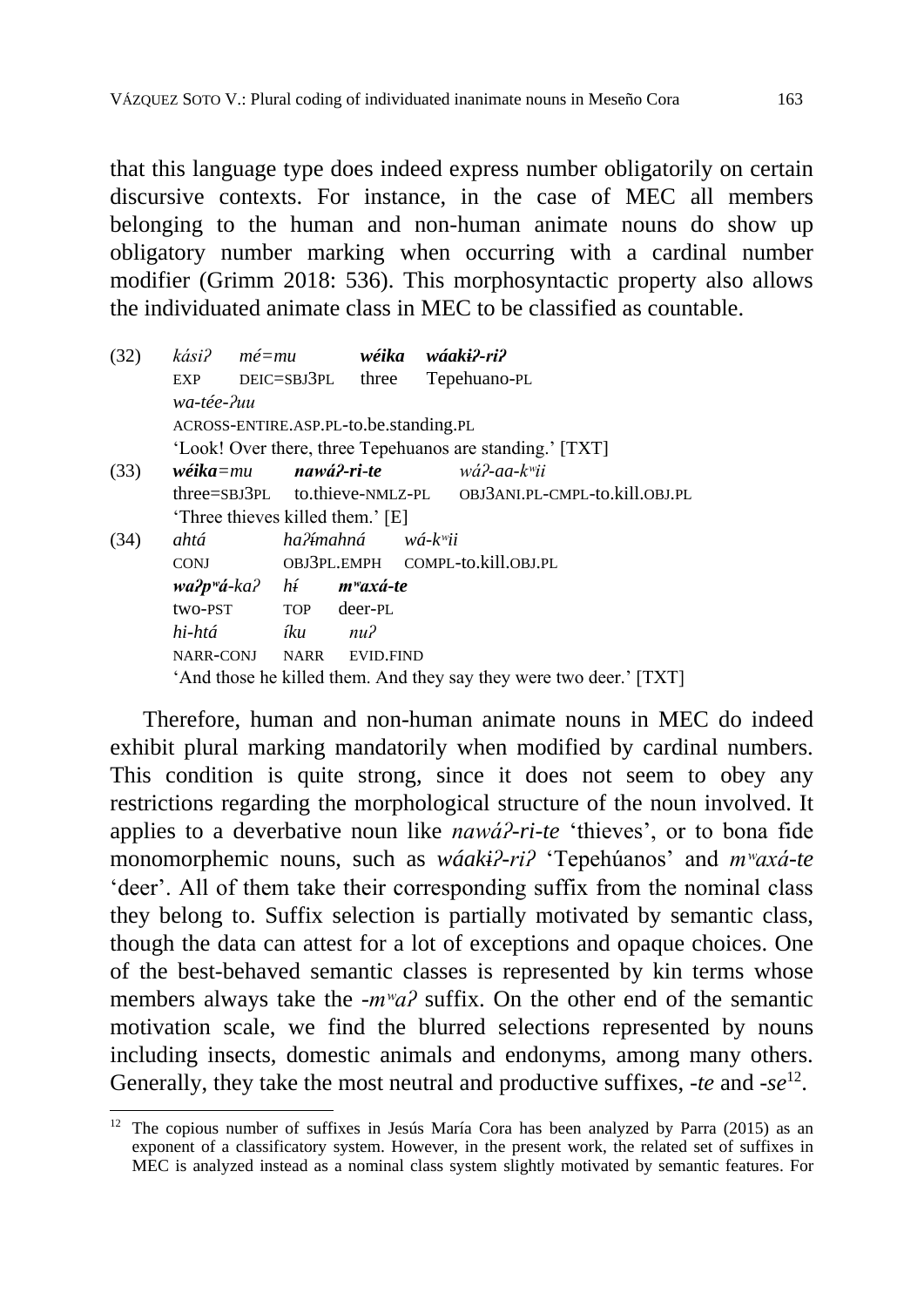that this language type does indeed express number obligatorily on certain discursive contexts. For instance, in the case of MEC all members belonging to the human and non-human animate nouns do show up obligatory number marking when occurring with a cardinal number modifier (Grimm 2018: 536). This morphosyntactic property also allows the individuated animate class in MEC to be classified as countable.

(32) *kásiʔ* *mé=mu* ***wéika*** ***wáakɨʔ-riʔ***
EXP DEIC=SBJ3PL three Tepehuano-PL
*wa-tée-ʔuu*
ACROSS-ENTIRE.ASP.PL-to.be.standing.PL
'Look! Over there, three Tepehuanos are standing.' [TXT]

(33) ***wéika****=mu* ***nawáʔ-ri-te*** *wáʔ-aa-kʷii*
three=SBJ3PL to.thieve-NMLZ-PL OBJ3ANI.PL-CMPL-to.kill.OBJ.PL
'Three thieves killed them.' [E]

(34) *ahtá* *haʔɨ́mahná* *wá-kʷii*
CONJ OBJ3PL.EMPH COMPL-to.kill.OBJ.PL
***waʔpʷá****-kaʔ* *hɨ́* ***mʷaxá-te***
two-PST TOP deer-PL
*hi-htá* *íku* *nuʔ*
NARR-CONJ NARR EVID.FIND
'And those he killed them. And they say they were two deer.' [TXT]

Therefore, human and non-human animate nouns in MEC do indeed exhibit plural marking mandatorily when modified by cardinal numbers. This condition is quite strong, since it does not seem to obey any restrictions regarding the morphological structure of the noun involved. It applies to a deverbative noun like *nawáʔ-ri-te* 'thieves', or to bona fide monomorphemic nouns, such as *wáakɨʔ-riʔ* 'Tepehúanos' and *mʷaxá-te* 'deer'. All of them take their corresponding suffix from the nominal class they belong to. Suffix selection is partially motivated by semantic class, though the data can attest for a lot of exceptions and opaque choices. One of the best-behaved semantic classes is represented by kin terms whose members always take the *-mʷaʔ* suffix. On the other end of the semantic motivation scale, we find the blurred selections represented by nouns including insects, domestic animals and endonyms, among many others. Generally, they take the most neutral and productive suffixes, *-te* and *-se*[12].

[12] The copious number of suffixes in Jesús María Cora has been analyzed by Parra (2015) as an exponent of a classificatory system. However, in the present work, the related set of suffixes in MEC is analyzed instead as a nominal class system slightly motivated by semantic features. For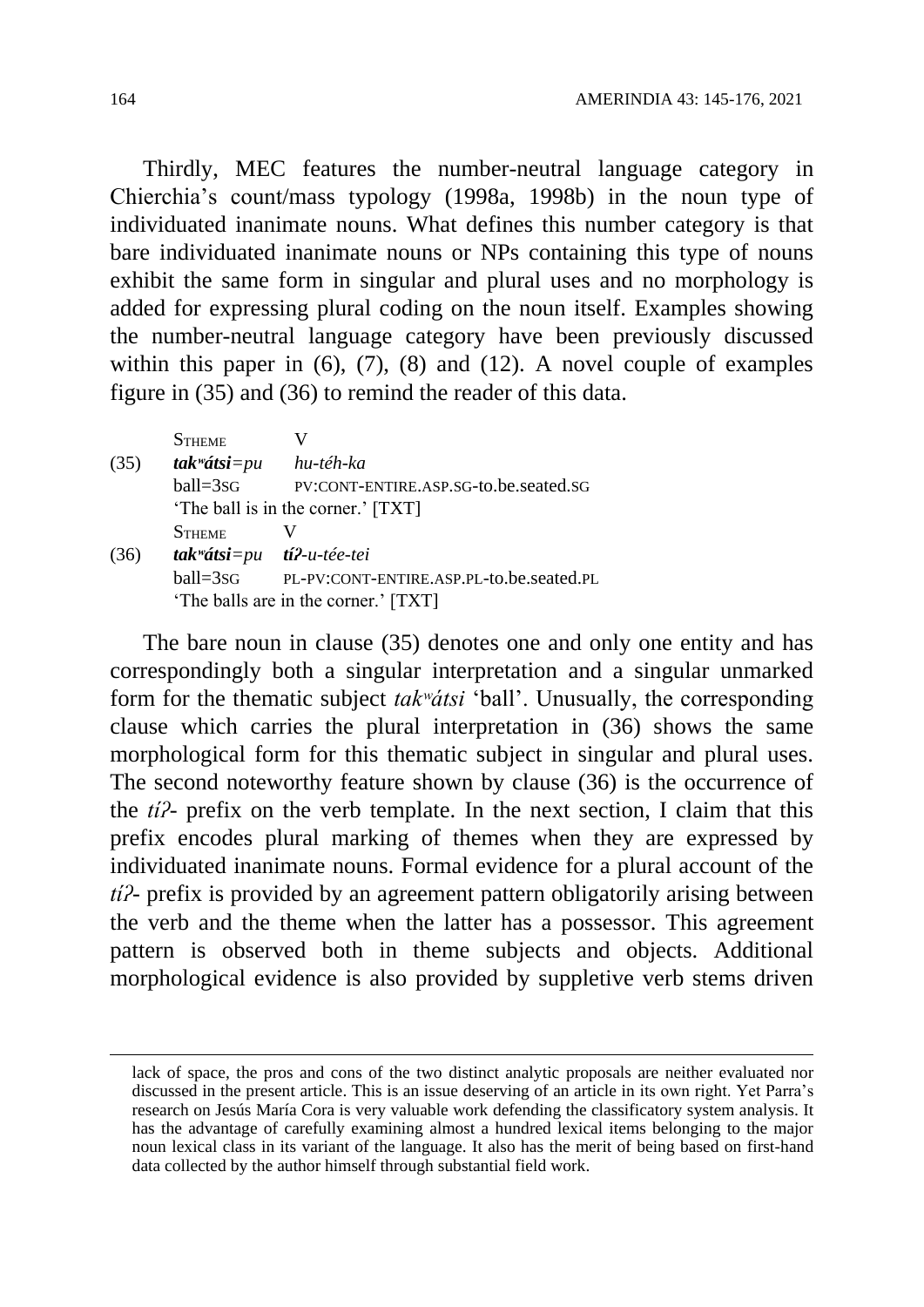Thirdly, MEC features the number-neutral language category in Chierchia's count/mass typology (1998a, 1998b) in the noun type of individuated inanimate nouns. What defines this number category is that bare individuated inanimate nouns or NPs containing this type of nouns exhibit the same form in singular and plural uses and no morphology is added for expressing plural coding on the noun itself. Examples showing the number-neutral language category have been previously discussed within this paper in (6), (7), (8) and (12). A novel couple of examples figure in (35) and (36) to remind the reader of this data.

|  | STHEME | V |
|---|---|---|
| (35) | ***takʷátsi****=pu* | *hu-téh-ka* |
|  | ball=3SG | PV:CONT-ENTIRE.ASP.SG-to.be.seated.SG |
|  | 'The ball is in the corner.' [TXT] |  |

|  | STHEME | V |
|---|---|---|
| (36) | ***takʷátsi****=pu* | ***tíʔ****-u-tée-tei* |
|  | ball=3SG | PL-PV:CONT-ENTIRE.ASP.PL-to.be.seated.PL |
|  | 'The balls are in the corner.' [TXT] |  |

The bare noun in clause (35) denotes one and only one entity and has correspondingly both a singular interpretation and a singular unmarked form for the thematic subject *takʷátsi* 'ball'. Unusually, the corresponding clause which carries the plural interpretation in (36) shows the same morphological form for this thematic subject in singular and plural uses. The second noteworthy feature shown by clause (36) is the occurrence of the *tíʔ-* prefix on the verb template. In the next section, I claim that this prefix encodes plural marking of themes when they are expressed by individuated inanimate nouns. Formal evidence for a plural account of the *tíʔ-* prefix is provided by an agreement pattern obligatorily arising between the verb and the theme when the latter has a possessor. This agreement pattern is observed both in theme subjects and objects. Additional morphological evidence is also provided by suppletive verb stems driven

lack of space, the pros and cons of the two distinct analytic proposals are neither evaluated nor discussed in the present article. This is an issue deserving of an article in its own right. Yet Parra's research on Jesús María Cora is very valuable work defending the classificatory system analysis. It has the advantage of carefully examining almost a hundred lexical items belonging to the major noun lexical class in its variant of the language. It also has the merit of being based on first-hand data collected by the author himself through substantial field work.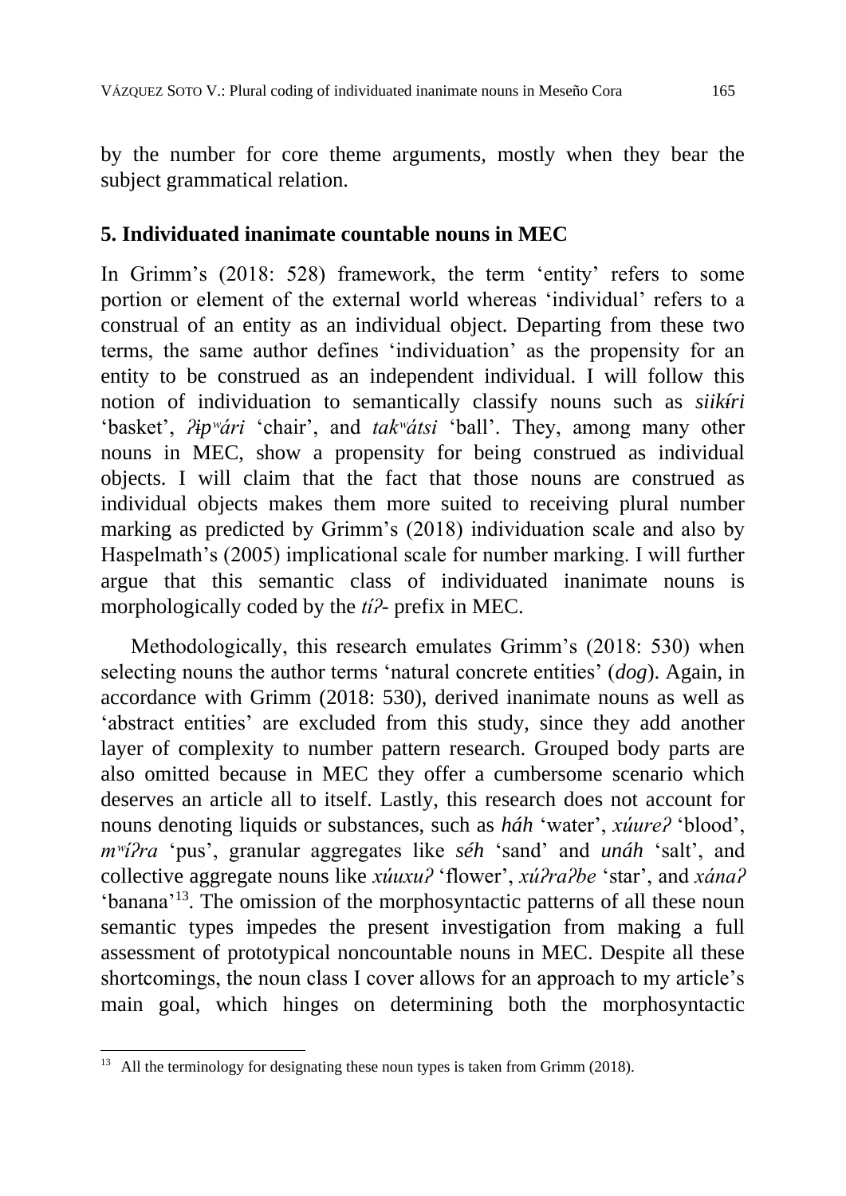by the number for core theme arguments, mostly when they bear the subject grammatical relation.

## 5. Individuated inanimate countable nouns in MEC

In Grimm's (2018: 528) framework, the term 'entity' refers to some portion or element of the external world whereas 'individual' refers to a construal of an entity as an individual object. Departing from these two terms, the same author defines 'individuation' as the propensity for an entity to be construed as an independent individual. I will follow this notion of individuation to semantically classify nouns such as *siikí̵ri* 'basket', *ʔi̵pʷári* 'chair', and *takʷátsi* 'ball'. They, among many other nouns in MEC, show a propensity for being construed as individual objects. I will claim that the fact that those nouns are construed as individual objects makes them more suited to receiving plural number marking as predicted by Grimm's (2018) individuation scale and also by Haspelmath's (2005) implicational scale for number marking. I will further argue that this semantic class of individuated inanimate nouns is morphologically coded by the *tíʔ-* prefix in MEC.

Methodologically, this research emulates Grimm's (2018: 530) when selecting nouns the author terms 'natural concrete entities' (*dog*). Again, in accordance with Grimm (2018: 530), derived inanimate nouns as well as 'abstract entities' are excluded from this study, since they add another layer of complexity to number pattern research. Grouped body parts are also omitted because in MEC they offer a cumbersome scenario which deserves an article all to itself. Lastly, this research does not account for nouns denoting liquids or substances, such as *háh* 'water', *xúureʔ* 'blood', *mʷíʔra* 'pus', granular aggregates like *séh* 'sand' and *unáh* 'salt', and collective aggregate nouns like *xúuxuʔ* 'flower', *xúʔraʔbe* 'star', and *xánaʔ* 'banana'[13]. The omission of the morphosyntactic patterns of all these noun semantic types impedes the present investigation from making a full assessment of prototypical noncountable nouns in MEC. Despite all these shortcomings, the noun class I cover allows for an approach to my article's main goal, which hinges on determining both the morphosyntactic

---

[13] All the terminology for designating these noun types is taken from Grimm (2018).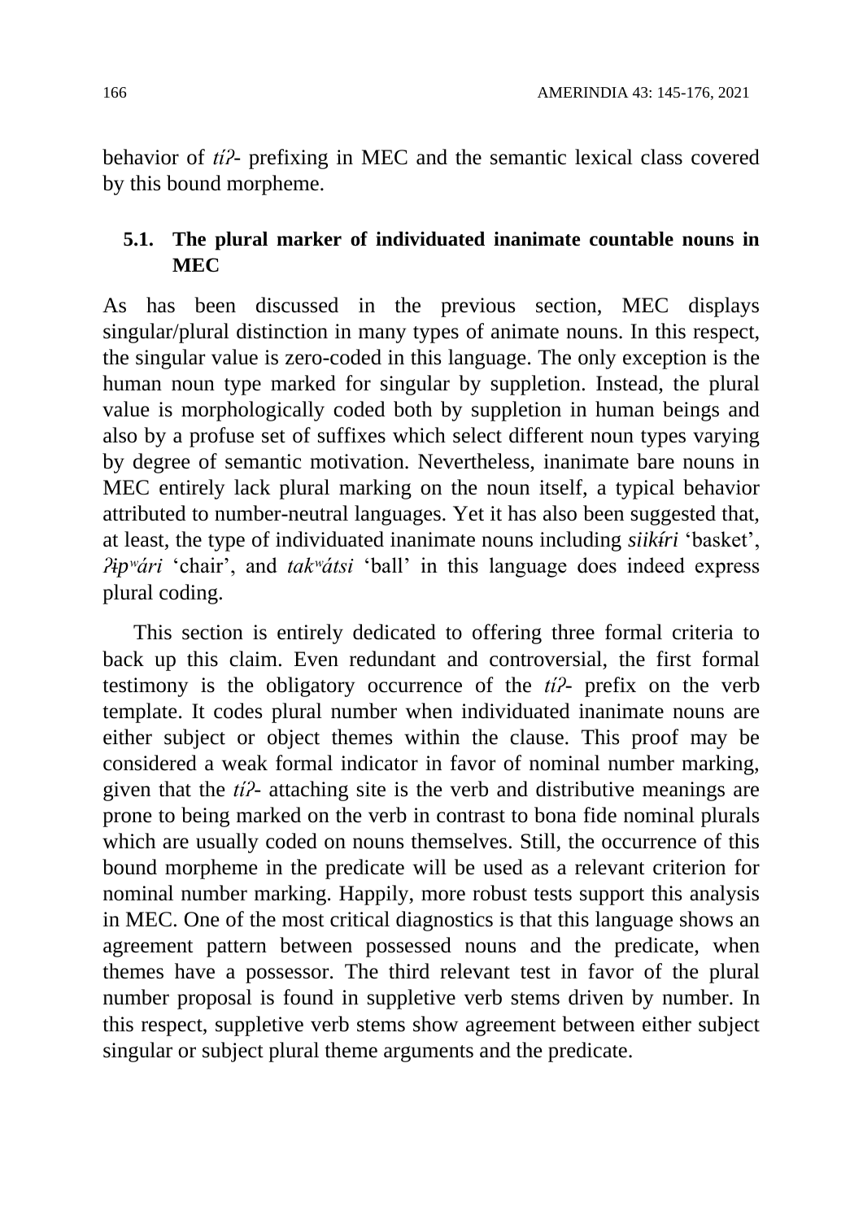behavior of *tíʔ-* prefixing in MEC and the semantic lexical class covered by this bound morpheme.

### 5.1. The plural marker of individuated inanimate countable nouns in MEC

As has been discussed in the previous section, MEC displays singular/plural distinction in many types of animate nouns. In this respect, the singular value is zero-coded in this language. The only exception is the human noun type marked for singular by suppletion. Instead, the plural value is morphologically coded both by suppletion in human beings and also by a profuse set of suffixes which select different noun types varying by degree of semantic motivation. Nevertheless, inanimate bare nouns in MEC entirely lack plural marking on the noun itself, a typical behavior attributed to number-neutral languages. Yet it has also been suggested that, at least, the type of individuated inanimate nouns including *siikɨ́ri* 'basket', *ʔɨpʷári* 'chair', and *takʷátsi* 'ball' in this language does indeed express plural coding.

This section is entirely dedicated to offering three formal criteria to back up this claim. Even redundant and controversial, the first formal testimony is the obligatory occurrence of the *tíʔ-* prefix on the verb template. It codes plural number when individuated inanimate nouns are either subject or object themes within the clause. This proof may be considered a weak formal indicator in favor of nominal number marking, given that the *tíʔ-* attaching site is the verb and distributive meanings are prone to being marked on the verb in contrast to bona fide nominal plurals which are usually coded on nouns themselves. Still, the occurrence of this bound morpheme in the predicate will be used as a relevant criterion for nominal number marking. Happily, more robust tests support this analysis in MEC. One of the most critical diagnostics is that this language shows an agreement pattern between possessed nouns and the predicate, when themes have a possessor. The third relevant test in favor of the plural number proposal is found in suppletive verb stems driven by number. In this respect, suppletive verb stems show agreement between either subject singular or subject plural theme arguments and the predicate.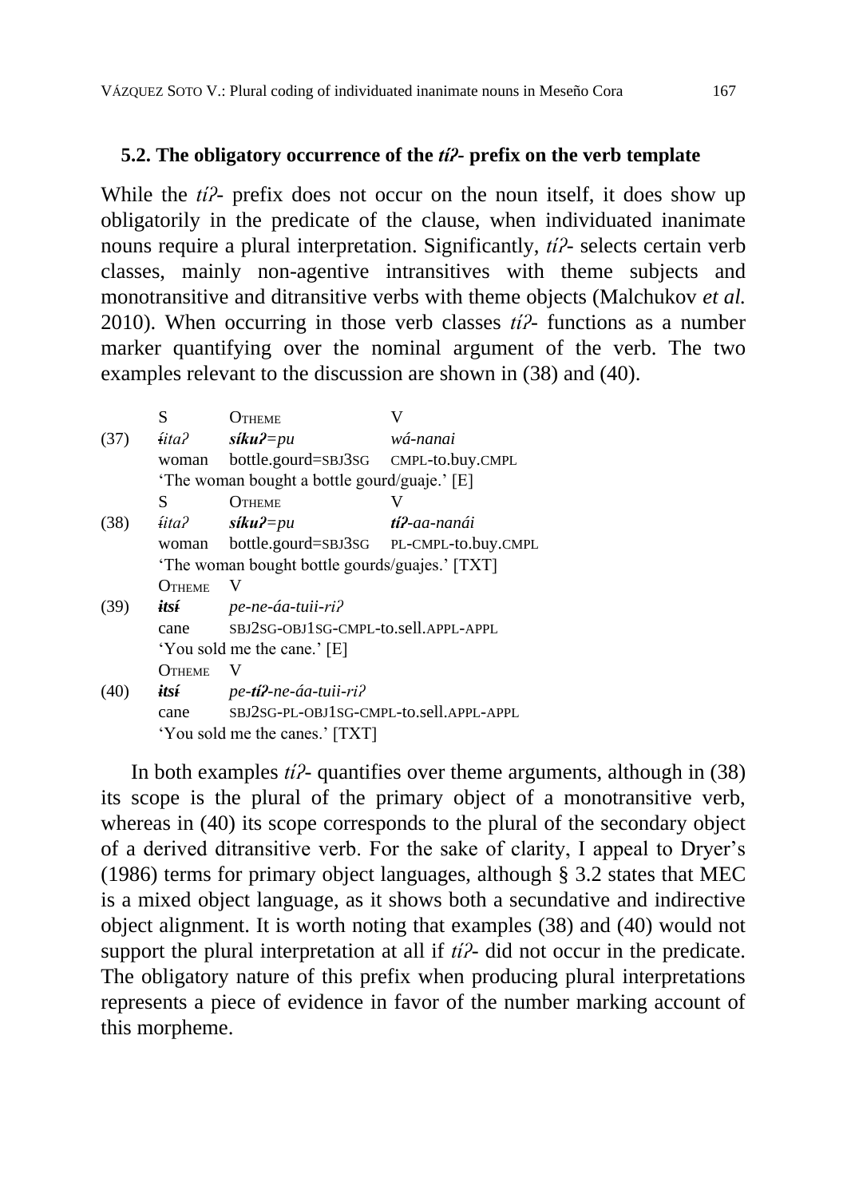### 5.2. The obligatory occurrence of the *tíʔ-* prefix on the verb template

While the *tíʔ-* prefix does not occur on the noun itself, it does show up obligatorily in the predicate of the clause, when individuated inanimate nouns require a plural interpretation. Significantly, *tíʔ-* selects certain verb classes, mainly non-agentive intransitives with theme subjects and monotransitive and ditransitive verbs with theme objects (Malchukov *et al.* 2010). When occurring in those verb classes *tíʔ-* functions as a number marker quantifying over the nominal argument of the verb. The two examples relevant to the discussion are shown in (38) and (40).

```
        S        OTHEME              V
(37)    ɨ́itaʔ    síkuʔ=pu            wá-nanai
        woman    bottle.gourd=SBJ3SG CMPL-to.buy.CMPL
        'The woman bought a bottle gourd/guaje.' [E]
        S        OTHEME              V
(38)    ɨ́itaʔ    síkuʔ=pu            tíʔ-aa-nanái
        woman    bottle.gourd=SBJ3SG PL-CMPL-to.buy.CMPL
        'The woman bought bottle gourds/guajes.' [TXT]
        OTHEME   V
(39)    ɨtsɨ́     pe-ne-áa-tuii-riʔ
        cane     SBJ2SG-OBJ1SG-CMPL-to.sell.APPL-APPL
        'You sold me the cane.' [E]
        OTHEME   V
(40)    ɨtsɨ́     pe-tíʔ-ne-áa-tuii-riʔ
        cane     SBJ2SG-PL-OBJ1SG-CMPL-to.sell.APPL-APPL
        'You sold me the canes.' [TXT]
```

In both examples *tíʔ-* quantifies over theme arguments, although in (38) its scope is the plural of the primary object of a monotransitive verb, whereas in (40) its scope corresponds to the plural of the secondary object of a derived ditransitive verb. For the sake of clarity, I appeal to Dryer's (1986) terms for primary object languages, although § 3.2 states that MEC is a mixed object language, as it shows both a secundative and indirective object alignment. It is worth noting that examples (38) and (40) would not support the plural interpretation at all if *tíʔ-* did not occur in the predicate. The obligatory nature of this prefix when producing plural interpretations represents a piece of evidence in favor of the number marking account of this morpheme.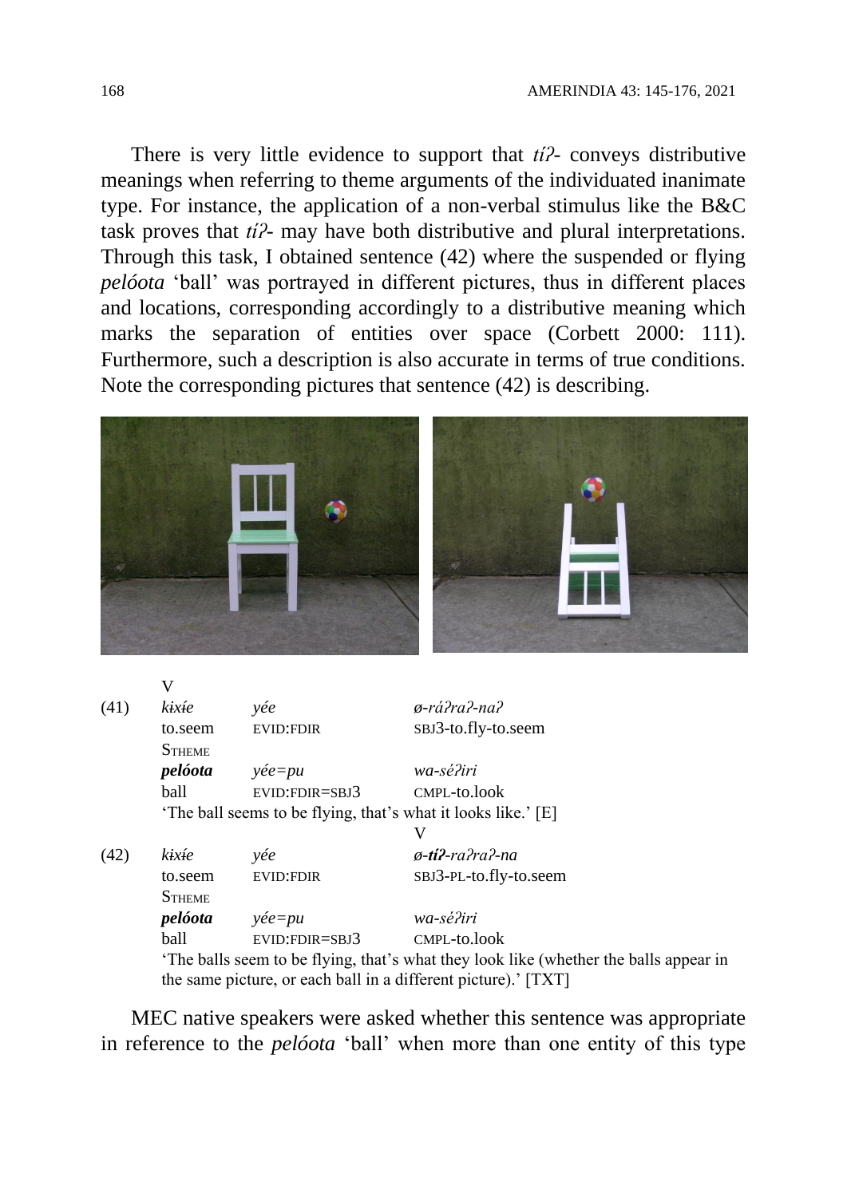There is very little evidence to support that *tíʔ-* conveys distributive meanings when referring to theme arguments of the individuated inanimate type. For instance, the application of a non-verbal stimulus like the B&C task proves that *tíʔ-* may have both distributive and plural interpretations. Through this task, I obtained sentence (42) where the suspended or flying *pelóota* 'ball' was portrayed in different pictures, thus in different places and locations, corresponding accordingly to a distributive meaning which marks the separation of entities over space (Corbett 2000: 111). Furthermore, such a description is also accurate in terms of true conditions. Note the corresponding pictures that sentence (42) is describing.

| | | | V |
|---|---|---|---|
| (41) | *kɨxɨ́e* | *yée* | *ø-ráʔraʔ-naʔ* |
| | to.seem | EVID:FDIR | SBJ3-to.fly-to.seem |
| | STHEME | | |
| | ***pelóota*** | *yée=pu* | *wa-séʔiri* |
| | ball | EVID:FDIR=SBJ3 | CMPL-to.look |
| | 'The ball seems to be flying, that's what it looks like.' [E] | | |

| | | | V |
|---|---|---|---|
| (42) | *kɨxɨ́e* | *yée* | *ø-**tíʔ**-raʔraʔ-na* |
| | to.seem | EVID:FDIR | SBJ3-PL-to.fly-to.seem |
| | STHEME | | |
| | ***pelóota*** | *yée=pu* | *wa-séʔiri* |
| | ball | EVID:FDIR=SBJ3 | CMPL-to.look |
| | 'The balls seem to be flying, that's what they look like (whether the balls appear in the same picture, or each ball in a different picture).' [TXT] | | |

MEC native speakers were asked whether this sentence was appropriate in reference to the *pelóota* 'ball' when more than one entity of this type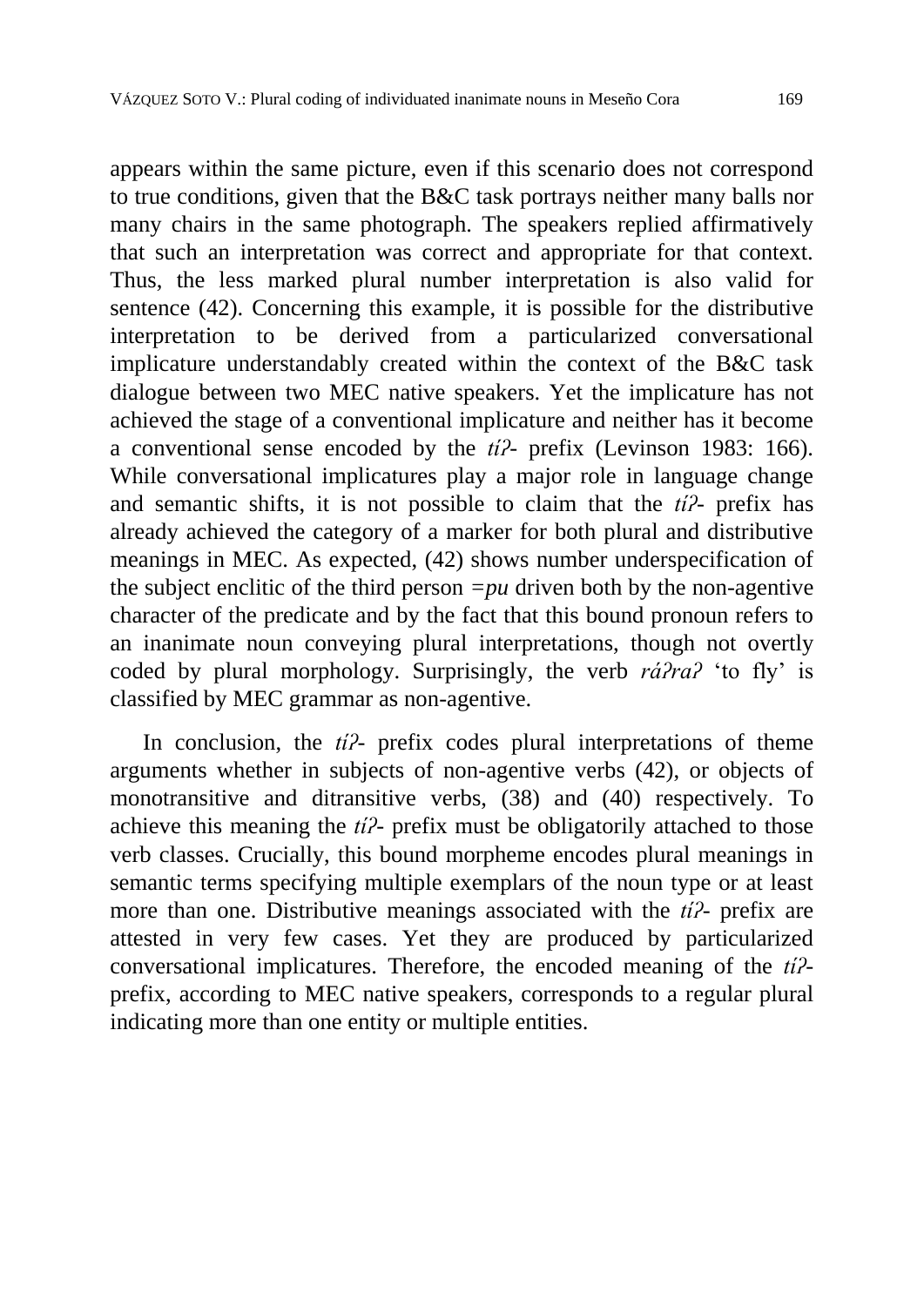appears within the same picture, even if this scenario does not correspond to true conditions, given that the B&C task portrays neither many balls nor many chairs in the same photograph. The speakers replied affirmatively that such an interpretation was correct and appropriate for that context. Thus, the less marked plural number interpretation is also valid for sentence (42). Concerning this example, it is possible for the distributive interpretation to be derived from a particularized conversational implicature understandably created within the context of the B&C task dialogue between two MEC native speakers. Yet the implicature has not achieved the stage of a conventional implicature and neither has it become a conventional sense encoded by the *tíʔ-* prefix (Levinson 1983: 166). While conversational implicatures play a major role in language change and semantic shifts, it is not possible to claim that the *tíʔ-* prefix has already achieved the category of a marker for both plural and distributive meanings in MEC. As expected, (42) shows number underspecification of the subject enclitic of the third person *=pu* driven both by the non-agentive character of the predicate and by the fact that this bound pronoun refers to an inanimate noun conveying plural interpretations, though not overtly coded by plural morphology. Surprisingly, the verb *ráʔraʔ* 'to fly' is classified by MEC grammar as non-agentive.

In conclusion, the *tíʔ-* prefix codes plural interpretations of theme arguments whether in subjects of non-agentive verbs (42), or objects of monotransitive and ditransitive verbs, (38) and (40) respectively. To achieve this meaning the *tíʔ-* prefix must be obligatorily attached to those verb classes. Crucially, this bound morpheme encodes plural meanings in semantic terms specifying multiple exemplars of the noun type or at least more than one. Distributive meanings associated with the *tíʔ-* prefix are attested in very few cases. Yet they are produced by particularized conversational implicatures. Therefore, the encoded meaning of the *tíʔ-* prefix, according to MEC native speakers, corresponds to a regular plural indicating more than one entity or multiple entities.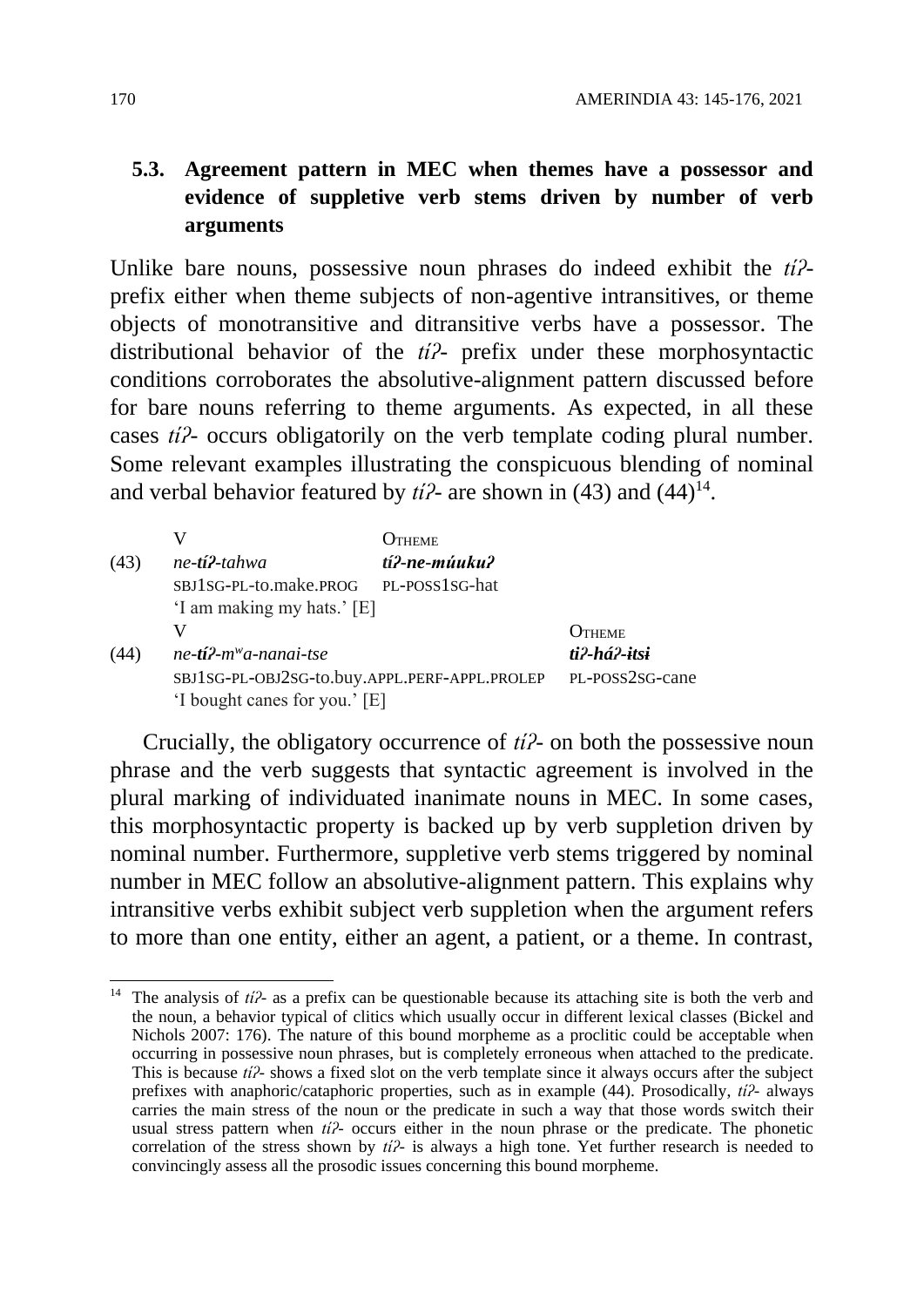## 5.3. Agreement pattern in MEC when themes have a possessor and evidence of suppletive verb stems driven by number of verb arguments

Unlike bare nouns, possessive noun phrases do indeed exhibit the *tíʔ-* prefix either when theme subjects of non-agentive intransitives, or theme objects of monotransitive and ditransitive verbs have a possessor. The distributional behavior of the *tíʔ-* prefix under these morphosyntactic conditions corroborates the absolutive-alignment pattern discussed before for bare nouns referring to theme arguments. As expected, in all these cases *tíʔ-* occurs obligatorily on the verb template coding plural number. Some relevant examples illustrating the conspicuous blending of nominal and verbal behavior featured by *tíʔ-* are shown in (43) and (44)[14].

(43)
V — O<sub>THEME</sub>

*ne-**tíʔ**-tahwa* — ***tíʔ-ne-múukuʔ***

SBJ1SG-PL-to.make.PROG — PL-POSS1SG-hat

'I am making my hats.' [E]

(44)
V — O<sub>THEME</sub>

*ne-**tíʔ**-mʷa-nanai-tse* — ***tiʔ-háʔ-~~ɨtsɨ~~***

SBJ1SG-PL-OBJ2SG-to.buy.APPL.PERF-APPL.PROLEP — PL-POSS2SG-cane

'I bought canes for you.' [E]

Crucially, the obligatory occurrence of *tíʔ-* on both the possessive noun phrase and the verb suggests that syntactic agreement is involved in the plural marking of individuated inanimate nouns in MEC. In some cases, this morphosyntactic property is backed up by verb suppletion driven by nominal number. Furthermore, suppletive verb stems triggered by nominal number in MEC follow an absolutive-alignment pattern. This explains why intransitive verbs exhibit subject verb suppletion when the argument refers to more than one entity, either an agent, a patient, or a theme. In contrast,

---

[14] The analysis of *tíʔ-* as a prefix can be questionable because its attaching site is both the verb and the noun, a behavior typical of clitics which usually occur in different lexical classes (Bickel and Nichols 2007: 176). The nature of this bound morpheme as a proclitic could be acceptable when occurring in possessive noun phrases, but is completely erroneous when attached to the predicate. This is because *tíʔ-* shows a fixed slot on the verb template since it always occurs after the subject prefixes with anaphoric/cataphoric properties, such as in example (44). Prosodically, *tíʔ-* always carries the main stress of the noun or the predicate in such a way that those words switch their usual stress pattern when *tíʔ-* occurs either in the noun phrase or the predicate. The phonetic correlation of the stress shown by *tíʔ-* is always a high tone. Yet further research is needed to convincingly assess all the prosodic issues concerning this bound morpheme.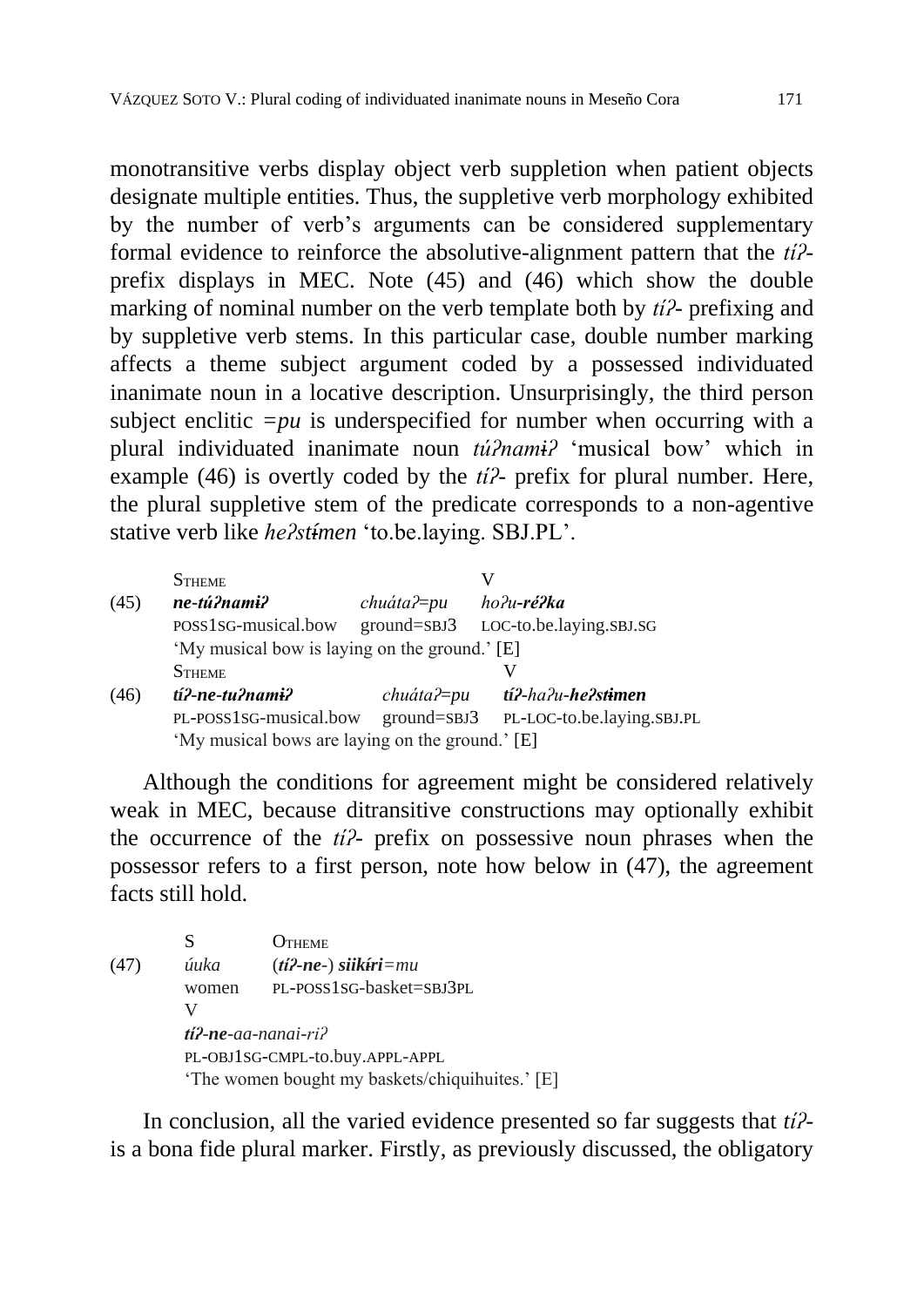monotransitive verbs display object verb suppletion when patient objects designate multiple entities. Thus, the suppletive verb morphology exhibited by the number of verb's arguments can be considered supplementary formal evidence to reinforce the absolutive-alignment pattern that the *tíʔ*-prefix displays in MEC. Note (45) and (46) which show the double marking of nominal number on the verb template both by *tíʔ*- prefixing and by suppletive verb stems. In this particular case, double number marking affects a theme subject argument coded by a possessed individuated inanimate noun in a locative description. Unsurprisingly, the third person subject enclitic *=pu* is underspecified for number when occurring with a plural individuated inanimate noun *túʔnamɨʔ* 'musical bow' which in example (46) is overtly coded by the *tíʔ*- prefix for plural number. Here, the plural suppletive stem of the predicate corresponds to a non-agentive stative verb like *heʔstɨ́men* 'to.be.laying. SBJ.PL'.

```
      STHEME                        V
(45)  ne-túʔnamɨʔ         chuátaʔ=pu   hoʔu-réʔka
      POSS1SG-musical.bow  ground=SBJ3  LOC-to.be.laying.SBJ.SG
      'My musical bow is laying on the ground.' [E]
      STHEME                            V
(46)  tíʔ-ne-tuʔnamɨʔ        chuátaʔ=pu   tíʔ-haʔu-heʔstɨmen
      PL-POSS1SG-musical.bow  ground=SBJ3  PL-LOC-to.be.laying.SBJ.PL
      'My musical bows are laying on the ground.' [E]
```

Although the conditions for agreement might be considered relatively weak in MEC, because ditransitive constructions may optionally exhibit the occurrence of the *tíʔ*- prefix on possessive noun phrases when the possessor refers to a first person, note how below in (47), the agreement facts still hold.

```
      S       OTHEME
(47)  úuka    (tíʔ-ne-) siikɨ́ri=mu
      women   PL-POSS1SG-basket=SBJ3PL
      V
      tíʔ-ne-aa-nanai-riʔ
      PL-OBJ1SG-CMPL-to.buy.APPL-APPL
      'The women bought my baskets/chiquihuites.' [E]
```

In conclusion, all the varied evidence presented so far suggests that *tíʔ*-is a bona fide plural marker. Firstly, as previously discussed, the obligatory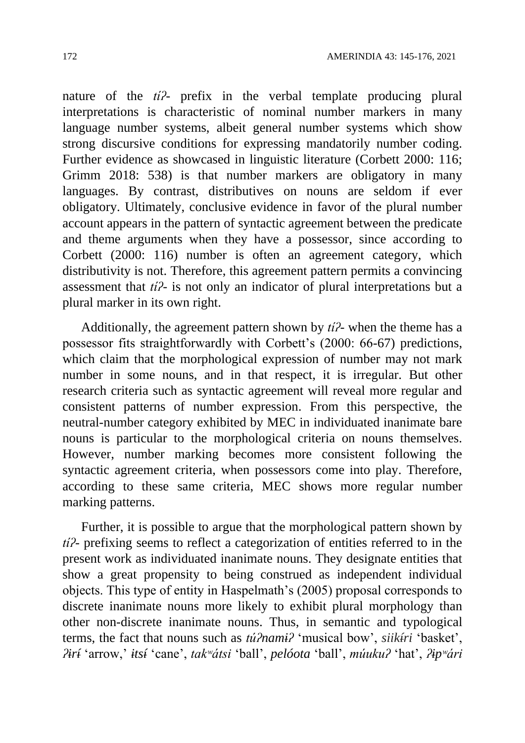nature of the *tíʔ-* prefix in the verbal template producing plural interpretations is characteristic of nominal number markers in many language number systems, albeit general number systems which show strong discursive conditions for expressing mandatorily number coding. Further evidence as showcased in linguistic literature (Corbett 2000: 116; Grimm 2018: 538) is that number markers are obligatory in many languages. By contrast, distributives on nouns are seldom if ever obligatory. Ultimately, conclusive evidence in favor of the plural number account appears in the pattern of syntactic agreement between the predicate and theme arguments when they have a possessor, since according to Corbett (2000: 116) number is often an agreement category, which distributivity is not. Therefore, this agreement pattern permits a convincing assessment that *tíʔ-* is not only an indicator of plural interpretations but a plural marker in its own right.

Additionally, the agreement pattern shown by *tíʔ-* when the theme has a possessor fits straightforwardly with Corbett's (2000: 66-67) predictions, which claim that the morphological expression of number may not mark number in some nouns, and in that respect, it is irregular. But other research criteria such as syntactic agreement will reveal more regular and consistent patterns of number expression. From this perspective, the neutral-number category exhibited by MEC in individuated inanimate bare nouns is particular to the morphological criteria on nouns themselves. However, number marking becomes more consistent following the syntactic agreement criteria, when possessors come into play. Therefore, according to these same criteria, MEC shows more regular number marking patterns.

Further, it is possible to argue that the morphological pattern shown by *tíʔ-* prefixing seems to reflect a categorization of entities referred to in the present work as individuated inanimate nouns. They designate entities that show a great propensity to being construed as independent individual objects. This type of entity in Haspelmath's (2005) proposal corresponds to discrete inanimate nouns more likely to exhibit plural morphology than other non-discrete inanimate nouns. Thus, in semantic and typological terms, the fact that nouns such as *túʔnamɨʔ* 'musical bow', *siikɨ́ri* 'basket', *ʔɨrɨ́* 'arrow,' *ɨtsɨ́* 'cane', *takʷátsi* 'ball', *pelóota* 'ball', *múukuʔ* 'hat', *ʔɨpʷári*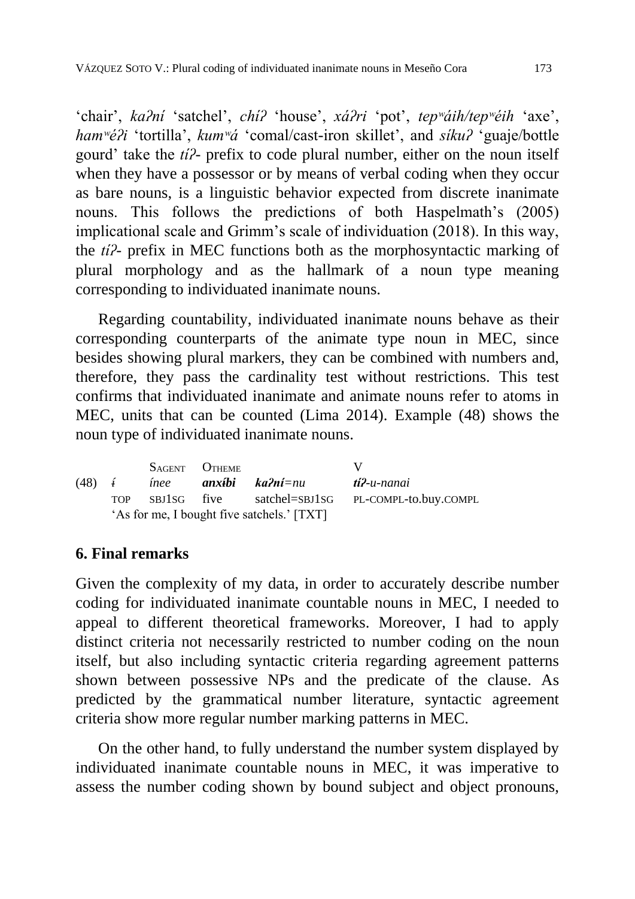'chair', *kaʔní* 'satchel', *chíʔ* 'house', *xáʔri* 'pot', *tepʷáih/tepʷéih* 'axe', *hamʷéʔi* 'tortilla', *kumʷá* 'comal/cast-iron skillet', and *síkuʔ* 'guaje/bottle gourd' take the *tíʔ-* prefix to code plural number, either on the noun itself when they have a possessor or by means of verbal coding when they occur as bare nouns, is a linguistic behavior expected from discrete inanimate nouns. This follows the predictions of both Haspelmath's (2005) implicational scale and Grimm's scale of individuation (2018). In this way, the *tíʔ-* prefix in MEC functions both as the morphosyntactic marking of plural morphology and as the hallmark of a noun type meaning corresponding to individuated inanimate nouns.

Regarding countability, individuated inanimate nouns behave as their corresponding counterparts of the animate type noun in MEC, since besides showing plural markers, they can be combined with numbers and, therefore, they pass the cardinality test without restrictions. This test confirms that individuated inanimate and animate nouns refer to atoms in MEC, units that can be counted (Lima 2014). Example (48) shows the noun type of individuated inanimate nouns.

|  |  | SAGENT | OTHEME |  | V |
|---|---|---|---|---|---|
| (48) | *ɨ́* | *ínee* | ***anxíbi*** | ***kaʔní****=nu* | ***tíʔ****-u-nanai* |
|  | TOP | SBJ1SG | five | satchel=SBJ1SG | PL-COMPL-to.buy.COMPL |

'As for me, I bought five satchels.' [TXT]

## 6. Final remarks

Given the complexity of my data, in order to accurately describe number coding for individuated inanimate countable nouns in MEC, I needed to appeal to different theoretical frameworks. Moreover, I had to apply distinct criteria not necessarily restricted to number coding on the noun itself, but also including syntactic criteria regarding agreement patterns shown between possessive NPs and the predicate of the clause. As predicted by the grammatical number literature, syntactic agreement criteria show more regular number marking patterns in MEC.

On the other hand, to fully understand the number system displayed by individuated inanimate countable nouns in MEC, it was imperative to assess the number coding shown by bound subject and object pronouns,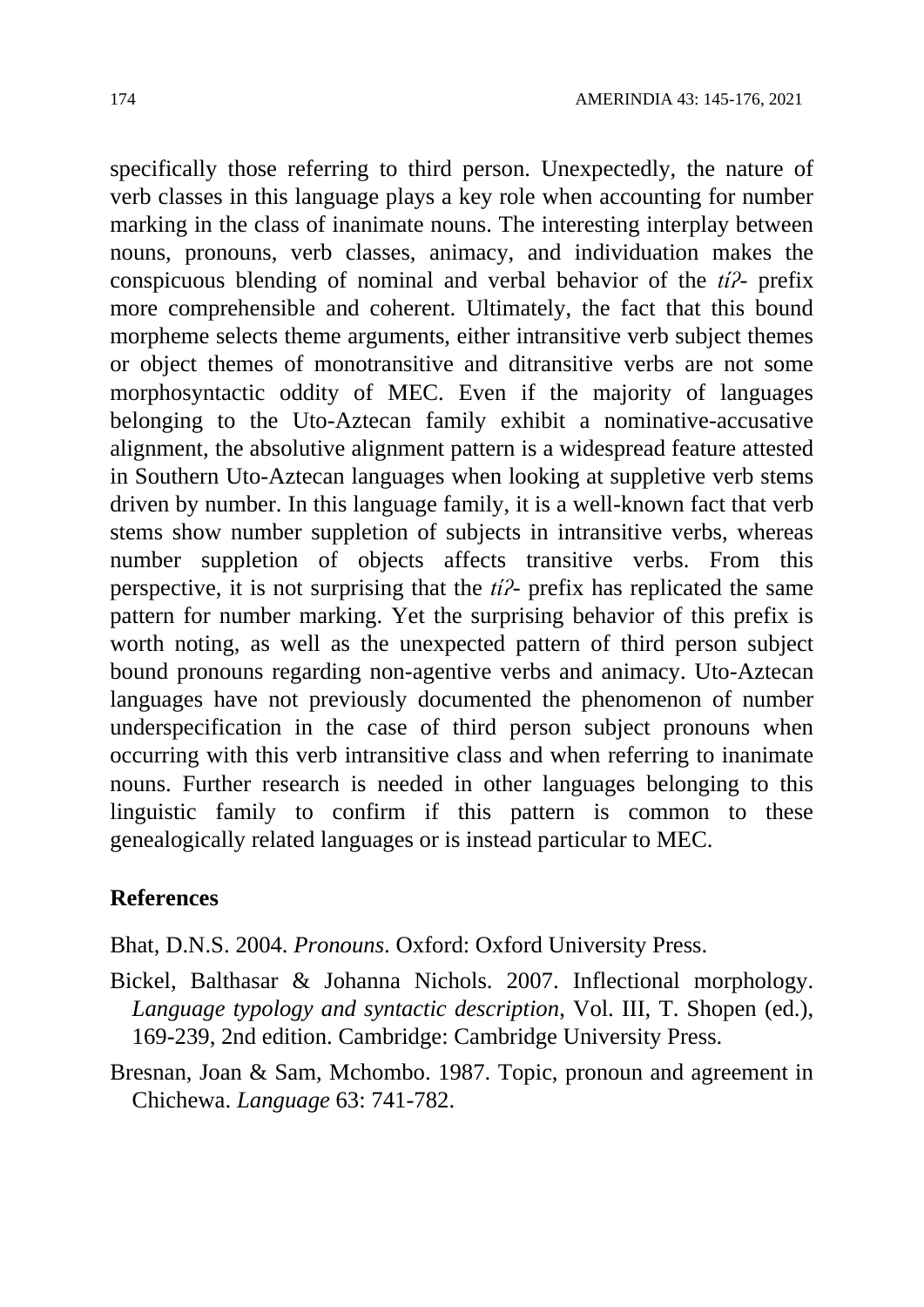specifically those referring to third person. Unexpectedly, the nature of verb classes in this language plays a key role when accounting for number marking in the class of inanimate nouns. The interesting interplay between nouns, pronouns, verb classes, animacy, and individuation makes the conspicuous blending of nominal and verbal behavior of the *tíʔ-* prefix more comprehensible and coherent. Ultimately, the fact that this bound morpheme selects theme arguments, either intransitive verb subject themes or object themes of monotransitive and ditransitive verbs are not some morphosyntactic oddity of MEC. Even if the majority of languages belonging to the Uto-Aztecan family exhibit a nominative-accusative alignment, the absolutive alignment pattern is a widespread feature attested in Southern Uto-Aztecan languages when looking at suppletive verb stems driven by number. In this language family, it is a well-known fact that verb stems show number suppletion of subjects in intransitive verbs, whereas number suppletion of objects affects transitive verbs. From this perspective, it is not surprising that the *tíʔ-* prefix has replicated the same pattern for number marking. Yet the surprising behavior of this prefix is worth noting, as well as the unexpected pattern of third person subject bound pronouns regarding non-agentive verbs and animacy. Uto-Aztecan languages have not previously documented the phenomenon of number underspecification in the case of third person subject pronouns when occurring with this verb intransitive class and when referring to inanimate nouns. Further research is needed in other languages belonging to this linguistic family to confirm if this pattern is common to these genealogically related languages or is instead particular to MEC.

## References

Bhat, D.N.S. 2004. *Pronouns*. Oxford: Oxford University Press.

Bickel, Balthasar & Johanna Nichols. 2007. Inflectional morphology. *Language typology and syntactic description*, Vol. III, T. Shopen (ed.), 169-239, 2nd edition. Cambridge: Cambridge University Press.

Bresnan, Joan & Sam, Mchombo. 1987. Topic, pronoun and agreement in Chichewa. *Language* 63: 741-782.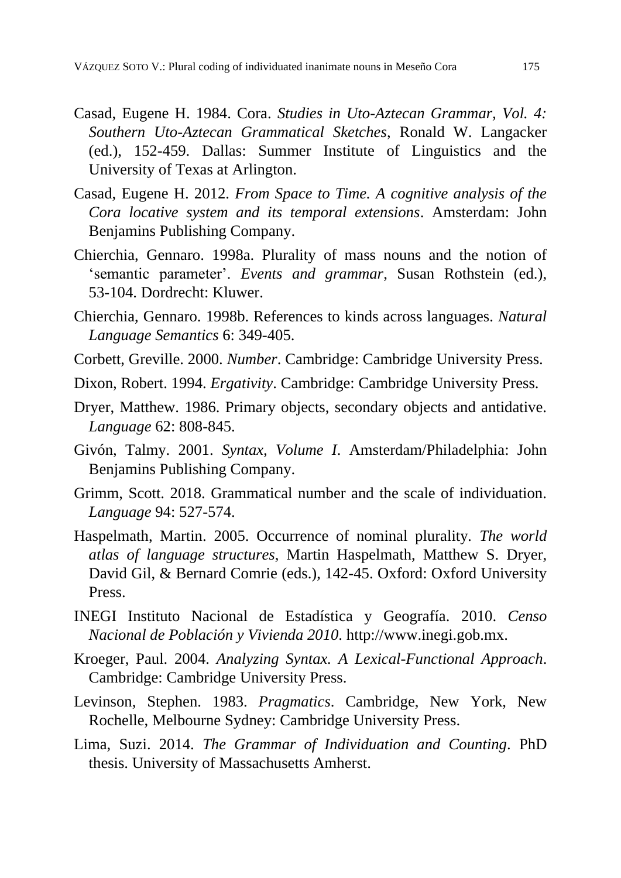Casad, Eugene H. 1984. Cora. *Studies in Uto-Aztecan Grammar, Vol. 4: Southern Uto-Aztecan Grammatical Sketches*, Ronald W. Langacker (ed.), 152-459. Dallas: Summer Institute of Linguistics and the University of Texas at Arlington.

Casad, Eugene H. 2012. *From Space to Time. A cognitive analysis of the Cora locative system and its temporal extensions*. Amsterdam: John Benjamins Publishing Company.

Chierchia, Gennaro. 1998a. Plurality of mass nouns and the notion of 'semantic parameter'. *Events and grammar*, Susan Rothstein (ed.), 53-104. Dordrecht: Kluwer.

Chierchia, Gennaro. 1998b. References to kinds across languages. *Natural Language Semantics* 6: 349-405.

Corbett, Greville. 2000. *Number*. Cambridge: Cambridge University Press.

Dixon, Robert. 1994. *Ergativity*. Cambridge: Cambridge University Press.

Dryer, Matthew. 1986. Primary objects, secondary objects and antidative. *Language* 62: 808-845.

Givón, Talmy. 2001. *Syntax, Volume I*. Amsterdam/Philadelphia: John Benjamins Publishing Company.

Grimm, Scott. 2018. Grammatical number and the scale of individuation. *Language* 94: 527-574.

Haspelmath, Martin. 2005. Occurrence of nominal plurality. *The world atlas of language structures*, Martin Haspelmath, Matthew S. Dryer, David Gil, & Bernard Comrie (eds.), 142-45. Oxford: Oxford University Press.

INEGI Instituto Nacional de Estadística y Geografía. 2010. *Censo Nacional de Población y Vivienda 2010*. http://www.inegi.gob.mx.

Kroeger, Paul. 2004. *Analyzing Syntax. A Lexical-Functional Approach*. Cambridge: Cambridge University Press.

Levinson, Stephen. 1983. *Pragmatics*. Cambridge, New York, New Rochelle, Melbourne Sydney: Cambridge University Press.

Lima, Suzi. 2014. *The Grammar of Individuation and Counting*. PhD thesis. University of Massachusetts Amherst.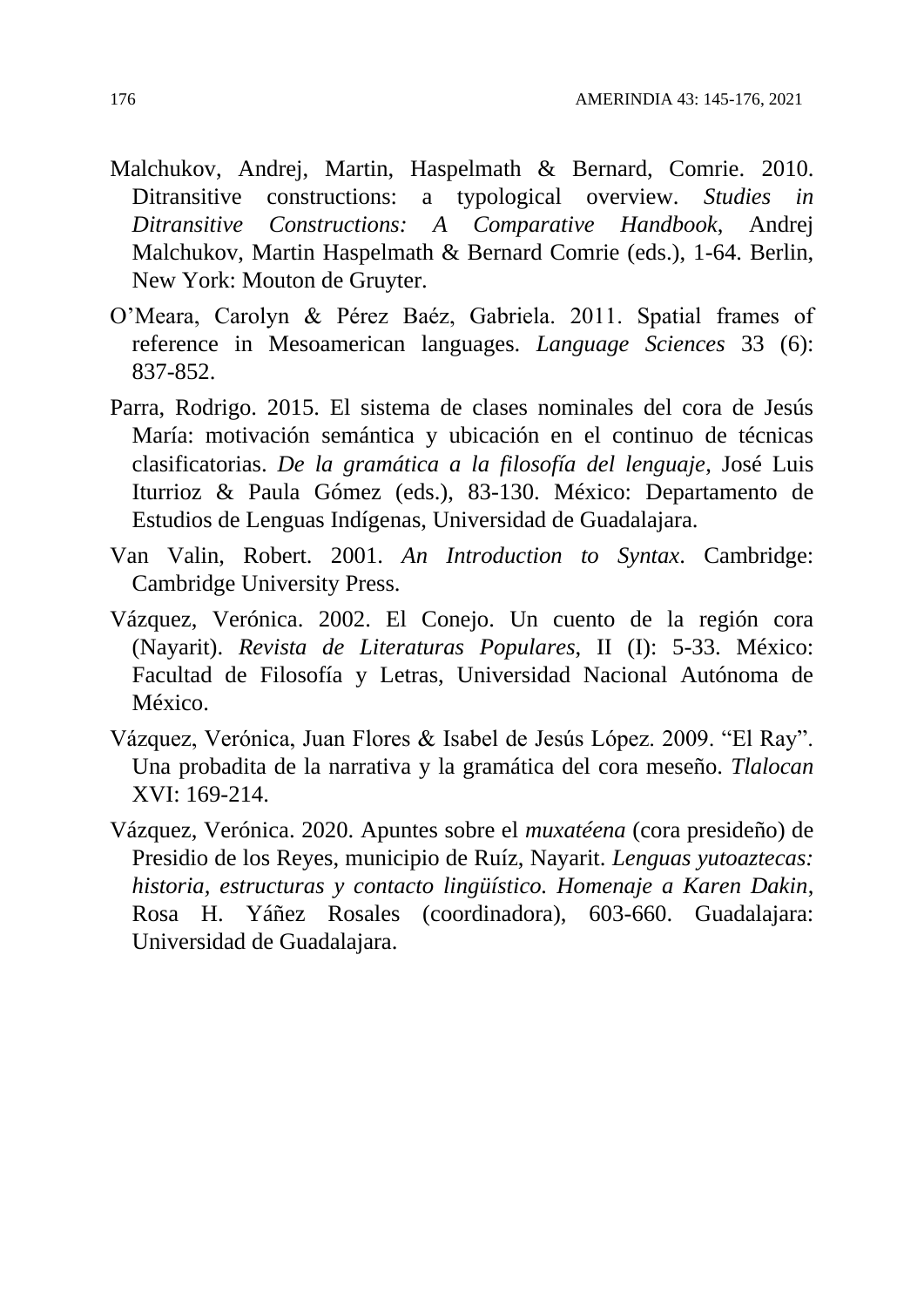Malchukov, Andrej, Martin, Haspelmath & Bernard, Comrie. 2010. Ditransitive constructions: a typological overview. *Studies in Ditransitive Constructions: A Comparative Handbook*, Andrej Malchukov, Martin Haspelmath & Bernard Comrie (eds.), 1-64. Berlin, New York: Mouton de Gruyter.

O'Meara, Carolyn & Pérez Baéz, Gabriela. 2011. Spatial frames of reference in Mesoamerican languages. *Language Sciences* 33 (6): 837-852.

Parra, Rodrigo. 2015. El sistema de clases nominales del cora de Jesús María: motivación semántica y ubicación en el continuo de técnicas clasificatorias. *De la gramática a la filosofía del lenguaje*, José Luis Iturrioz & Paula Gómez (eds.), 83-130. México: Departamento de Estudios de Lenguas Indígenas, Universidad de Guadalajara.

Van Valin, Robert. 2001. *An Introduction to Syntax*. Cambridge: Cambridge University Press.

Vázquez, Verónica. 2002. El Conejo. Un cuento de la región cora (Nayarit). *Revista de Literaturas Populares*, II (I): 5-33. México: Facultad de Filosofía y Letras, Universidad Nacional Autónoma de México.

Vázquez, Verónica, Juan Flores & Isabel de Jesús López. 2009. "El Ray". Una probadita de la narrativa y la gramática del cora meseño. *Tlalocan* XVI: 169-214.

Vázquez, Verónica. 2020. Apuntes sobre el *muxatéena* (cora presideño) de Presidio de los Reyes, municipio de Ruíz, Nayarit. *Lenguas yutoaztecas: historia, estructuras y contacto lingüístico. Homenaje a Karen Dakin*, Rosa H. Yáñez Rosales (coordinadora), 603-660. Guadalajara: Universidad de Guadalajara.